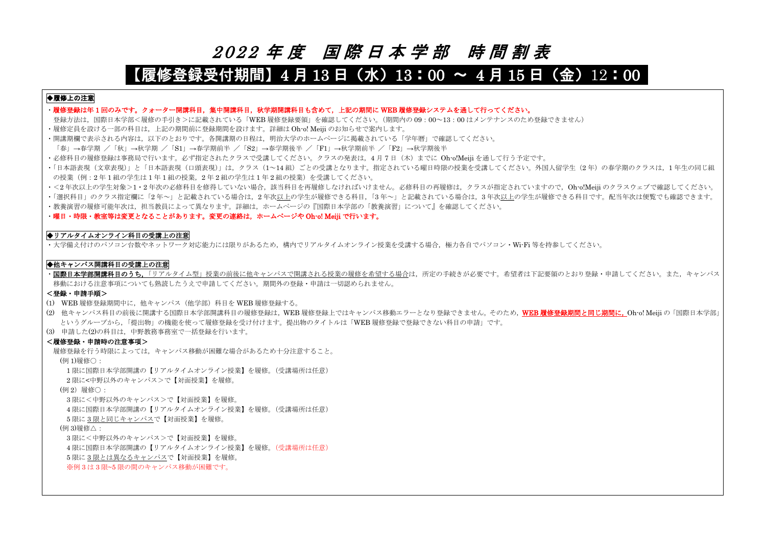# 2022 年度　国際日本学部　時間割表

## 【履修登録受付期間】4 月 13 日（水）13：00 ～ 4 月 15 日（金）12：00

### ◆履修上の注意

- **履修登録は年 1 回のみです。クォーター開講科目，集中開講科目，秋学期開講科目も含めて，上記の期間に WEB 履修登録システムを通して行ってください。**
  登録方法は，国際日本学部＜履修の手引き＞に記載されている「WEB 履修登録要領」を確認してください。（期間内の 09：00～13：00 はメンテナンスのため登録できません）
- 履修定員を設ける一部の科目は，上記の期間前に登録期間を設けます。詳細は Oh-o! Meiji のお知らせで案内します。
- 開講期欄で表示される内容は，以下のとおりです。各開講期の日程は，明治大学のホームページに掲載されている「学年暦」で確認してください。
  「春」→春学期 ／「秋」→秋学期 ／「S1」→春学期前半 ／「S2」→春学期後半 ／「F1」→秋学期前半 ／「F2」→秋学期後半
- 必修科目の履修登録は事務局で行います。必ず指定されたクラスで受講してください。クラスの発表は，4 月 7 日（木）までに Oh-o!Meiji を通して行う予定です。
- 「日本語表現（文章表現）」と「日本語表現（口頭表現）」は，クラス（1～14 組）ごとの受講となります。指定されている曜日時限の授業を受講してください。外国人留学生（2 年）の春学期のクラスは，1 年生の同じ組の授業（例：2 年 1 組の学生は 1 年 1 組の授業，2 年 2 組の学生は 1 年 2 組の授業）を受講してください。
- ＜2 年次以上の学生対象＞1・2 年次の必修科目を修得していない場合，該当科目を再履修しなければいけません。必修科目の再履修は，クラスが指定されていますので，Oh-o!Meiji のクラスウェブで確認してください。
- 「選択科目」のクラス指定欄に「2 年～」と記載されている場合は，2 年次以上の学生が履修できる科目，「3 年～」と記載されている場合は，3 年次以上の学生が履修できる科目です。配当年次は便覧でも確認できます。
- 教養演習の履修可能年次は，担当教員によって異なります。詳細は，ホームページの『国際日本学部の「教養演習」について』を確認してください。
- **曜日・時限・教室等は変更となることがあります。変更の連絡は，ホームページや Oh-o! Meiji で行います。**

### ◆リアルタイムオンライン科目の受講上の注意

- 大学備え付けのパソコン台数やネットワーク対応能力には限りがあるため，構内でリアルタイムオンライン授業を受講する場合，極力各自でパソコン・Wi-Fi 等を持参してください。

### ◆他キャンパス開講科目の受講上の注意

- **国際日本学部開講科目のうち，**「リアルタイム型」授業の前後に他キャンパスで開講される授業の履修を希望する場合は，所定の手続きが必要です。希望者は下記要領のとおり登録・申請してください。また，キャンパス移動における注意事項についても熟読したうえで申請してください。期間外の登録・申請は一切認められません。

**＜登録・申請手順＞**

(1) WEB 履修登録期間中に，他キャンパス（他学部）科目を WEB 履修登録する。
(2) 他キャンパス科目の前後に開講する国際日本学部開講科目の履修登録は，WEB 履修登録上ではキャンパス移動エラーとなり登録できません。そのため，**WEB 履修登録期間と同じ期間に，**Oh-o! Meiji の「国際日本学部」というグループから，「提出物」の機能を使って履修登録を受け付けます。提出物のタイトルは「WEB 履修登録で登録できない科目の申請」です。
(3) 申請した(2)の科目は，中野教務事務室で一括登録を行います。

**＜履修登録・申請時の注意事項＞**

履修登録を行う時限によっては，キャンパス移動が困難な場合があるため十分注意すること。

(例 1)履修○：
1 限に国際日本学部開講の【リアルタイムオンライン授業】を履修。（受講場所は任意）
2 限に<中野以外のキャンパス＞で【対面授業】を履修。

(例 2）履修○：
3 限に＜中野以外のキャンパス＞で【対面授業】を履修。
4 限に国際日本学部開講の【リアルタイムオンライン授業】を履修。（受講場所は任意）
5 限に 3 限と同じキャンパスで【対面授業】を履修。

(例 3)履修△：
3 限に＜中野以外のキャンパス＞で【対面授業】を履修。
4 限に国際日本学部開講の【リアルタイムオンライン授業】を履修。（受講場所は任意）
5 限に 3 限とは異なるキャンパスで【対面授業】を履修。
※例 3 は 3 限~5 限の間のキャンパス移動が困難です。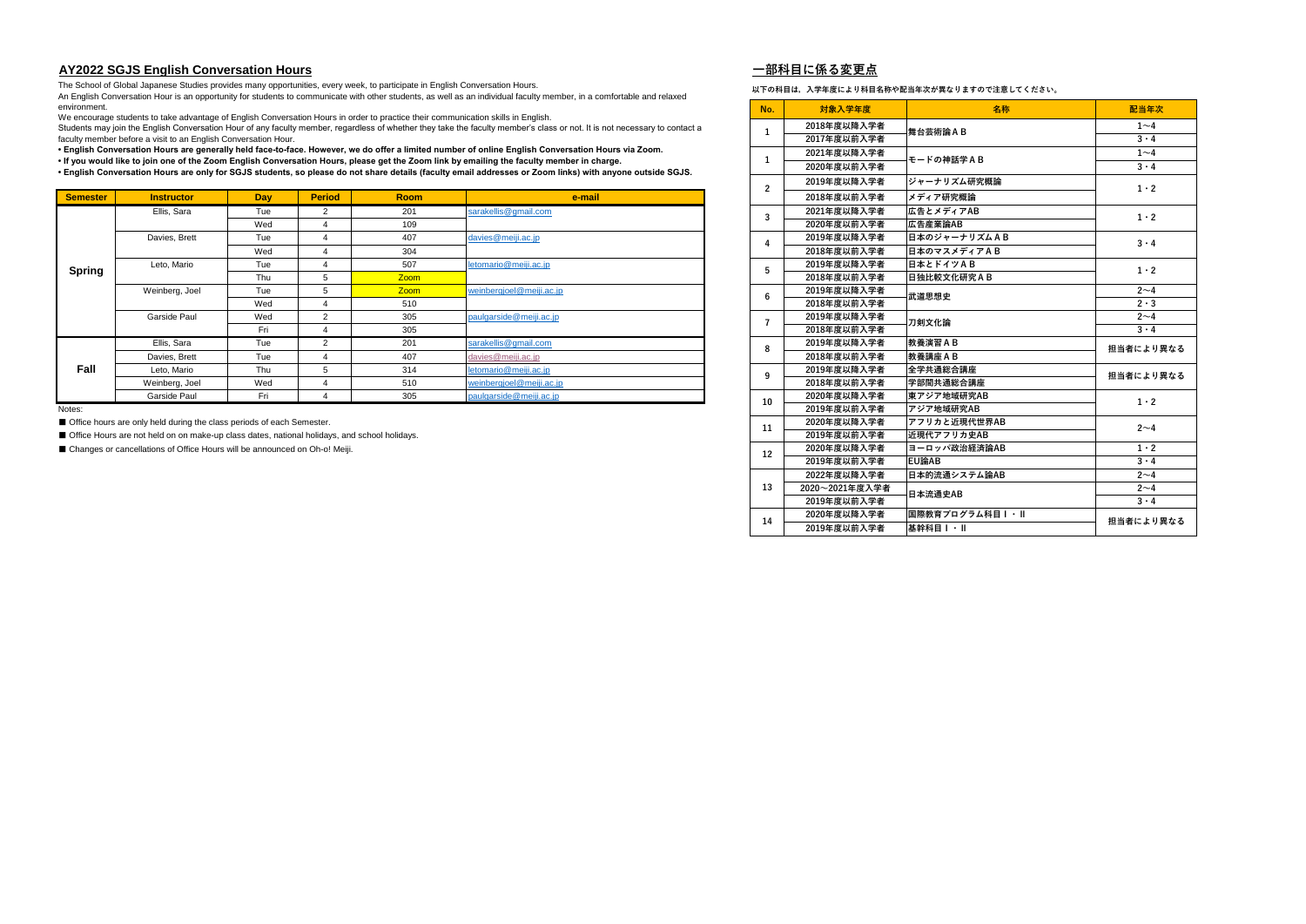## AY2022 SGJS English Conversation Hours

The School of Global Japanese Studies provides many opportunities, every week, to participate in English Conversation Hours.
An English Conversation Hour is an opportunity for students to communicate with other students, as well as an individual faculty member, in a comfortable and relaxed environment.
We encourage students to take advantage of English Conversation Hours in order to practice their communication skills in English.
Students may join the English Conversation Hour of any faculty member, regardless of whether they take the faculty member's class or not. It is not necessary to contact a faculty member before a visit to an English Conversation Hour.

**• English Conversation Hours are generally held face-to-face. However, we do offer a limited number of online English Conversation Hours via Zoom.**
**• If you would like to join one of the Zoom English Conversation Hours, please get the Zoom link by emailing the faculty member in charge.**
**• English Conversation Hours are only for SGJS students, so please do not share details (faculty email addresses or Zoom links) with anyone outside SGJS.**

| Semester | Instructor | Day | Period | Room | e-mail |
|---|---|---|---|---|---|
| Spring | Ellis, Sara | Tue | 2 | 201 | sarakellis@gmail.com |
| | | Wed | 4 | 109 | |
| | Davies, Brett | Tue | 4 | 407 | davies@meiji.ac.jp |
| | | Wed | 4 | 304 | |
| | Leto, Mario | Tue | 4 | 507 | letomario@meiji.ac.jp |
| | | Thu | 5 | Zoom | |
| | Weinberg, Joel | Tue | 5 | Zoom | weinbergjoel@meiji.ac.jp |
| | | Wed | 4 | 510 | |
| | Garside Paul | Wed | 2 | 305 | paulgarside@meiji.ac.jp |
| | | Fri | 4 | 305 | |
| Fall | Ellis, Sara | Tue | 2 | 201 | sarakellis@gmail.com |
| | Davies, Brett | Tue | 4 | 407 | davies@meiji.ac.jp |
| | Leto, Mario | Thu | 5 | 314 | letomario@meiji.ac.jp |
| | Weinberg, Joel | Wed | 4 | 510 | weinbergjoel@meiji.ac.jp |
| | Garside Paul | Fri | 4 | 305 | paulgarside@meiji.ac.jp |

Notes:

■ Office hours are only held during the class periods of each Semester.

■ Office Hours are not held on on make-up class dates, national holidays, and school holidays.

■ Changes or cancellations of Office Hours will be announced on Oh-o! Meiji.

## 一部科目に係る変更点

以下の科目は，入学年度により科目名称や配当年次が異なりますので注意してください。

| No. | 対象入学年度 | 名称 | 配当年次 |
|---|---|---|---|
| 1 | 2018年度以降入学者 | 舞台芸術論ＡＢ | 1～4 |
| | 2017年度以前入学者 | | 3・4 |
| 1 | 2021年度以降入学者 | モードの神話学ＡＢ | 1～4 |
| | 2020年度以前入学者 | | 3・4 |
| 2 | 2019年度以降入学者 | ジャーナリズム研究概論 | 1・2 |
| | 2018年度以前入学者 | メディア研究概論 | |
| 3 | 2021年度以降入学者 | 広告とメディアAB | 1・2 |
| | 2020年度以前入学者 | 広告産業論AB | |
| 4 | 2019年度以降入学者 | 日本のジャーナリズムＡＢ | 3・4 |
| | 2018年度以前入学者 | 日本のマスメディアＡＢ | |
| 5 | 2019年度以降入学者 | 日本とドイツＡＢ | 1・2 |
| | 2018年度以前入学者 | 日独比較文化研究ＡＢ | |
| 6 | 2019年度以降入学者 | 武道思想史 | 2～4 |
| | 2018年度以前入学者 | | 2・3 |
| 7 | 2019年度以降入学者 | 刀剣文化論 | 2～4 |
| | 2018年度以前入学者 | | 3・4 |
| 8 | 2019年度以降入学者 | 教養演習ＡＢ | 担当者により異なる |
| | 2018年度以前入学者 | 教養講座ＡＢ | |
| 9 | 2019年度以降入学者 | 全学共通総合講座 | 担当者により異なる |
| | 2018年度以前入学者 | 学部間共通総合講座 | |
| 10 | 2020年度以降入学者 | 東アジア地域研究AB | 1・2 |
| | 2019年度以前入学者 | アジア地域研究AB | |
| 11 | 2020年度以降入学者 | アフリカと近現代世界AB | 2～4 |
| | 2019年度以前入学者 | 近現代アフリカ史AB | |
| 12 | 2020年度以降入学者 | ヨーロッパ政治経済論AB | 1・2 |
| | 2019年度以前入学者 | EU論AB | 3・4 |
| 13 | 2022年度以降入学者 | 日本的流通システム論AB | 2～4 |
| | 2020～2021年度入学者 | 日本流通史AB | 2～4 |
| | 2019年度以前入学者 | | 3・4 |
| 14 | 2020年度以降入学者 | 国際教育プログラム科目Ⅰ・Ⅱ | 担当者により異なる |
| | 2019年度以前入学者 | 基幹科目Ⅰ・Ⅱ | |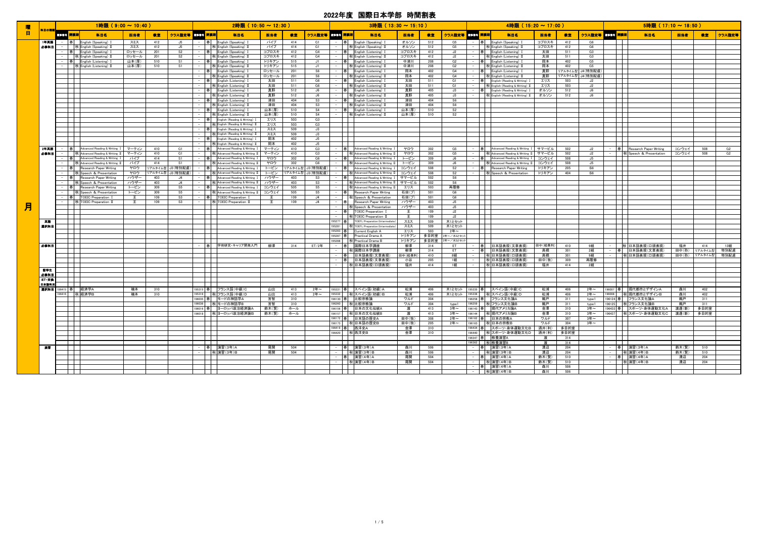# 2022年度 国際日本学部 時間割表

## 月

### 1時限（9:00 ～ 10:40）

| 科目区分 | 履修番号 | 開講期 | 科目名 | 担当者 | 教室 | クラス指定等 |
|---|---|---|---|---|---|---|
| 1年英語必修科目 | － | 春 | English (Speaking) I | スミス | 412 | J5 |
| | － | 秋 | English (Speaking) II | スミス | 412 | J5 |
| | － | 春 | English (Speaking) I | ロッセール | 201 | S2 |
| | － | 秋 | English (Speaking) II | ロッセール | 201 | S2 |
| | － | 春 | English (Listening) I | 山本(厚) | 510 | S1 |
| | － | 秋 | English (Listening) II | 山本(厚) | 510 | S1 |
| 2年英語必修科目 | － | 春 | Advanced Reading & Writing I | マーティン | 410 | G1 |
| | － | 秋 | Advanced Reading & Writing II | マーティン | 410 | G1 |
| | － | 春 | Advanced Reading & Writing I | パイプ | 414 | S1 |
| | － | 秋 | Advanced Reading & Writing II | パイプ | 414 | S1 |
| | － | 春 | Research Paper Writing | ヤロウ | リアルタイム型 | J3(特別配慮) |
| | － | 秋 | Speech & Presentation | ヤロウ | リアルタイム型 | J3(特別配慮) |
| | － | 春 | Research Paper Writing | ハウザー | 403 | J4 |
| | － | 秋 | Speech & Presentation | ハウザー | 403 | J4 |
| | － | 春 | Research Paper Writing | トービン | 309 | S5 |
| | － | 秋 | Speech & Presentation | トービン | 309 | S5 |
| | － | 春 | TOEIC Preparation I | 王 | 109 | S3 |
| | － | 秋 | TOEIC Preparation II | 王 | 109 | S3 |
| 選択科目 | 196415 | 春 | 経済学A | 楠本 | 310 | |
| | 196416 | 秋 | 経済学B | 楠本 | 310 | |

### 2時限（10:50 ～ 12:30）

| 科目区分 | 履修番号 | 開講期 | 科目名 | 担当者 | 教室 | クラス指定等 |
|---|---|---|---|---|---|---|
| 1年英語必修科目 | － | 春 | English (Speaking) I | パイプ | 414 | G1 |
| | － | 秋 | English (Speaking) II | パイプ | 414 | G1 |
| | － | 春 | English (Speaking) I | コブロスキ | 412 | G4 |
| | － | 秋 | English (Speaking) II | コブロスキ | 412 | G4 |
| | － | 春 | English (Speaking) I | トリキアン | 515 | J1 |
| | － | 秋 | English (Speaking) II | トリキアン | 515 | J1 |
| | － | 春 | English (Speaking) I | ロッセール | 201 | S6 |
| | － | 秋 | English (Speaking) II | ロッセール | 201 | S6 |
| | － | 春 | English (Listening) I | 太田 | 511 | G6 |
| | － | 秋 | English (Listening) II | 太田 | 511 | G6 |
| | － | 春 | English (Listening) I | 真野 | 512 | J6 |
| | － | 秋 | English (Listening) II | 真野 | 512 | J6 |
| | － | 春 | English (Listening) I | 津田 | 404 | S3 |
| | － | 秋 | English (Listening) II | 津田 | 404 | S3 |
| | － | 春 | English (Listening) I | 山本(厚) | 510 | S4 |
| | － | 秋 | English (Listening) II | 山本(厚) | 510 | S4 |
| | － | 春 | English (Reading & Writing) I | エリス | 503 | G3 |
| | － | 秋 | English (Reading & Writing) II | エリス | 503 | G3 |
| | － | 春 | English (Reading & Writing) I | スミス | 509 | J3 |
| | － | 秋 | English (Reading & Writing) II | スミス | 509 | J3 |
| | － | 春 | English (Reading & Writing) I | 岡本 | 402 | J5 |
| | － | 秋 | English (Reading & Writing) II | 岡本 | 402 | J5 |
| 2年英語必修科目 | － | 春 | Advanced Reading & Writing I | マーティン | 410 | G3 |
| | － | 秋 | Advanced Reading & Writing II | マーティン | 410 | G3 |
| | － | 春 | Advanced Reading & Writing I | ヤロウ | 302 | G6 |
| | － | 秋 | Advanced Reading & Writing II | ヤロウ | 302 | G6 |
| | － | 春 | Advanced Reading & Writing I | トービン | リアルタイム型 | J3(特別配慮) |
| | － | 秋 | Advanced Reading & Writing II | トービン | リアルタイム型 | J3(特別配慮) |
| | － | 春 | Advanced Reading & Writing I | ハウザー | 403 | S3 |
| | － | 秋 | Advanced Reading & Writing II | ハウザー | 403 | S3 |
| | － | 春 | Advanced Reading & Writing I | コンウェイ | 505 | S5 |
| | － | 秋 | Advanced Reading & Writing II | コンウェイ | 505 | S5 |
| | － | 春 | TOEIC Preparation I | 王 | 109 | J4 |
| | － | 秋 | TOEIC Preparation II | 王 | 109 | J4 |
| 必修科目 | － | 春 | 学術研究・キャリア開発入門 | 柳澤 | 314 | ET/2年 |
| 選択科目 | 195315 | 春 | フランス語(中級)C | 山出 | 413 | 2年～ |
| | 195316 | 秋 | フランス語(中級)D | 山出 | 413 | 2年～ |
| | 196035 | 春 | モードの神話学A | 宮智 | 310 | |
| | 196036 | 秋 | モードの神話学B | 宮智 | 310 | |
| | 196016 | 春 | ヨーロッパ政治経済論A | 鈴木(賢) | ホール | |
| | 196018 | 秋 | ヨーロッパ政治経済論B | 鈴木(賢) | ホール | |
| 演習 | － | 春 | 演習(3年)A | 尾関 | 504 | |
| | － | 秋 | 演習(3年)B | 尾関 | 504 | |

### 3時限（13:30 ～ 15:10）

| 科目区分 | 履修番号 | 開講期 | 科目名 | 担当者 | 教室 | クラス指定等 |
|---|---|---|---|---|---|---|
| 1年英語必修科目 | － | 春 | English (Speaking) I | オルソン | 512 | G5 |
| | － | 秋 | English (Speaking) II | オルソン | 512 | G5 |
| | － | 春 | English (Listening) I | コブロスキ | 412 | J2 |
| | － | 秋 | English (Listening) II | コブロスキ | 412 | J2 |
| | － | 春 | English (Listening) I | 中津川 | 208 | G2 |
| | － | 秋 | English (Listening) II | 中津川 | 208 | G2 |
| | － | 春 | English (Listening) I | 岡本 | 402 | G4 |
| | － | 秋 | English (Listening) II | 岡本 | 402 | G4 |
| | － | 春 | English (Listening) I | 太田 | 511 | G1 |
| | － | 秋 | English (Listening) II | 太田 | 511 | G1 |
| | － | 春 | English (Listening) I | 真野 | 405 | J3 |
| | － | 秋 | English (Listening) II | 真野 | 405 | J3 |
| | － | 春 | English (Listening) I | 津田 | 404 | S6 |
| | － | 秋 | English (Listening) II | 津田 | 404 | S6 |
| | － | 春 | English (Listening) I | 山本(厚) | 510 | S2 |
| | － | 秋 | English (Listening) II | 山本(厚) | 510 | S2 |
| 2年英語必修科目 | － | 春 | Advanced Reading & Writing I | ヤロウ | 302 | G5 |
| | － | 秋 | Advanced Reading & Writing II | ヤロウ | 302 | G5 |
| | － | 春 | Advanced Reading & Writing I | トービン | 309 | J6 |
| | － | 秋 | Advanced Reading & Writing II | トービン | 309 | J6 |
| | － | 春 | Advanced Reading & Writing I | コンウェイ | 508 | S2 |
| | － | 秋 | Advanced Reading & Writing II | コンウェイ | 508 | S2 |
| | － | 春 | Advanced Reading & Writing I | サマービル | 502 | S6 |
| | － | 秋 | Advanced Reading & Writing II | サマービル | 502 | S6 |
| | － | 秋 | Advanced Reading & Writing II | エリス | 503 | 再履修 |
| | － | 春 | Research Paper Writing | 石田(ブ) | 501 | G6 |
| | － | 秋 | Speech & Presentation | 石田(ブ) | 501 | G6 |
| | － | 春 | Research Paper Writing | ハウザー | 403 | J5 |
| | － | 秋 | Speech & Presentation | ハウザー | 403 | J5 |
| | － | 春 | TOEIC Preparation I | 王 | 109 | J2 |
| | － | 秋 | TOEIC Preparation II | 王 | 109 | J2 |
| 英語選択科目 | 195277 | 春 | TOEFL Preparation (Intermediate) | スミス | 509 | 木1とセット |
| | 195281 | 秋 | TOEFL Preparation (Intermediate) | スミス | 509 | 木1とセット |
| | 195283 | 春 | Current English A | エリス | 503 | 2年～ |
| | 195287 | 春 | Practical Drama A | トリキアン | 多目的室 | 2年～/木3とセット |
| | 195288 | 秋 | Practical Drama B | トリキアン | 多目的室 | 2年～/木3とセット |
| 必修科目 | － | 春 | 国際日本学講座 | 柳澤 | 314 | ET |
| | － | 秋 | 国際日本学講座 | 柳澤 | 314 | ET |
| | － | 春 | 日本語表現(文章表現) | 田中(絵美利) | 410 | 8組 |
| | － | 春 | 日本語表現(文章表現) | 小谷 | 205 | 1組 |
| | － | 秋 | 日本語表現(口頭表現) | 福井 | 414 | 1組 |
| 選択科目 | 195331 | 春 | スペイン語(初級)A | 松浦 | 406 | 木1とセット |
| | 195332 | 秋 | スペイン語(初級)B | 松浦 | 406 | 木1とセット |
| | 196130 | 春 | 比較宗教論 | ワルド | 304 | |
| | 196260 | 秋 | 比較宗教論 | ワルド | 304 | type1 |
| | 196158 | 春 | 日本の文化伝統A | 渡 | 413 | 3年～ |
| | 196157 | 秋 | 日本の文化伝統B | 渡 | 413 | 3年～ |
| | 196172 | 春 | 日本の歴史A | 田中(牧) | 308 | 2年～ |
| | 196173 | 秋 | 日本の歴史B | 田中(牧) | 205 | 2年～ |
| | 196415 | 春 | 西洋史A | 舎澤 | 310 | |
| | 196420 | 秋 | 西洋史B | 舎澤 | 310 | |
| 演習 | － | 春 | 演習(3年)A | 森川 | 506 | |
| | － | 秋 | 演習(3年)B | 森川 | 506 | |
| | － | 春 | 演習(4年)A | 尾関 | 504 | |
| | － | 秋 | 演習(4年)B | 尾関 | 504 | |

### 4時限（15:20 ～ 17:00）

| 科目区分 | 履修番号 | 開講期 | 科目名 | 担当者 | 教室 | クラス指定等 |
|---|---|---|---|---|---|---|
| 1年英語必修科目 | － | 春 | English (Speaking) I | コブロスキ | 412 | G6 |
| | － | 秋 | English (Speaking) II | コブロスキ | 412 | G6 |
| | － | 春 | English (Listening) I | 太田 | 511 | G3 |
| | － | 秋 | English (Listening) II | 太田 | 511 | G3 |
| | － | 春 | English (Listening) I | 岡本 | 402 | G5 |
| | － | 秋 | English (Listening) II | 岡本 | 402 | G5 |
| | － | 春 | English (Listening) I | 真野 | リアルタイム型 | J4(特別配慮) |
| | － | 秋 | English (Listening) II | 真野 | リアルタイム型 | J4(特別配慮) |
| | － | 春 | English (Reading & Writing) I | エリス | 503 | J2 |
| | － | 秋 | English (Reading & Writing) II | エリス | 503 | J2 |
| | － | 春 | English (Reading & Writing) I | オルソン | 512 | J6 |
| | － | 秋 | English (Reading & Writing) II | オルソン | 512 | J6 |
| 2年英語必修科目 | － | 春 | Advanced Reading & Writing I | サマービル | 502 | J2 |
| | － | 秋 | Advanced Reading & Writing II | サマービル | 502 | J2 |
| | － | 春 | Advanced Reading & Writing I | コンウェイ | 508 | J5 |
| | － | 秋 | Advanced Reading & Writing II | コンウェイ | 508 | J5 |
| | － | 春 | Research Paper Writing | トリキアン | 205 | S6 |
| | － | 秋 | Speech & Presentation | トリキアン | 404 | S6 |
| 必修科目 | － | 春 | 日本語表現(文章表現) | 田中(絵美利) | 410 | 9組 |
| | － | 春 | 日本語表現(文章表現) | 高橋 | 301 | 2組 |
| | － | 秋 | 日本語表現(口頭表現) | 高橋 | 301 | 9組 |
| | － | 秋 | 日本語表現(口頭表現) | 田中(牧) | 309 | 再履修 |
| | － | 秋 | 日本語表現(口頭表現) | 福井 | 414 | 2組 |
| 選択科目 | 195335 | 春 | スペイン語(中級)C | 松浦 | 406 | 2年～ |
| | 195336 | 秋 | スペイン語(中級)D | 松浦 | 406 | 2年～ |
| | 196258 | 春 | フランス文化論A | 鵜戸 | 311 | type1 |
| | 196259 | 秋 | フランス文化論B | 鵜戸 | 311 | type1 |
| | 196143 | 春 | 現代アメリカ論A | 舎澤 | 310 | 3年～ |
| | 196144 | 秋 | 現代アメリカ論B | 舎澤 | 310 | 3年～ |
| | 196162 | 春 | 日本の宗教A | ワルド | 307 | 3年～ |
| | 196163 | 秋 | 日本の宗教B | ワルド | 304 | 3年～ |
| | 196434 | 春 | スポーツ・身体運動文化B | 酒井(利) | 多目的室 | |
| | 196440 | 秋 | スポーツ・身体運動文化D | 酒井(利) | 多目的室 | |
| | 196347 | 春 | 教養演習A | 渡 | 314 | |
| | 196362 | 秋 | 教養演習B | 渡 | 314 | |
| 演習 | － | 春 | 演習(3年)A | 清辺 | 204 | |
| | － | 秋 | 演習(3年)B | 清辺 | 204 | |
| | － | 春 | 演習(4年)A | 鈴木(賢) | 510 | |
| | － | 秋 | 演習(4年)B | 鈴木(賢) | 510 | |
| | － | 春 | 演習(4年)A | 森川 | 506 | |
| | － | 秋 | 演習(4年)B | 森川 | 506 | |

### 5時限（17:10 ～ 18:50）

| 科目区分 | 履修番号 | 開講期 | 科目名 | 担当者 | 教室 | クラス指定等 |
|---|---|---|---|---|---|---|
| 2年英語必修科目 | － | 春 | Research Paper Writing | コンウェイ | 508 | G2 |
| | － | 秋 | Speech & Presentation | コンウェイ | 508 | G2 |
| 必修科目 | － | 秋 | 日本語表現(口頭表現) | 福井 | 414 | 13組 |
| | － | 春 | 日本語表現(文章表現) | 田中(弥) | リアルタイム型 | 特別配慮 |
| | － | 秋 | 日本語表現(口頭表現) | 田中(弥) | リアルタイム型 | 特別配慮 |
| 選択科目 | 196007 | 春 | 現代都市とデザインA | 森川 | 402 | |
| | 196008 | 秋 | 現代都市とデザインB | 森川 | 402 | |
| | 196124 | 春 | フランス文化論A | 鵜戸 | 311 | |
| | 196125 | 秋 | フランス文化論B | 鵜戸 | 311 | |
| | 196433 | 春 | スポーツ・身体運動文化A | 渡邊(新) | 多目的室 | |
| | 196437 | 秋 | スポーツ・身体運動文化C | 渡邊(新) | 多目的室 | |
| 演習 | － | 春 | 演習(3年)A | 鈴木(賢) | 510 | |
| | － | 秋 | 演習(4年)B | 鈴木(賢) | 510 | |
| | － | 春 | 演習(4年)A | 清辺 | 204 | |
| | － | 秋 | 演習(4年)B | 清辺 | 204 | |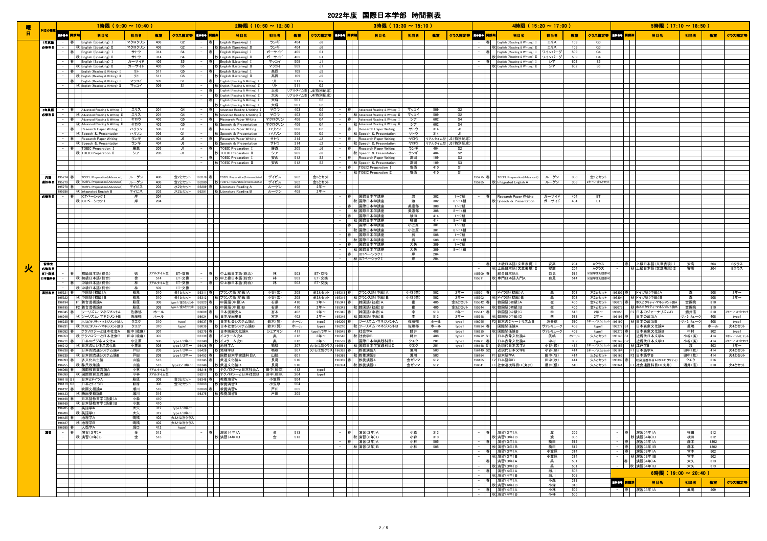# 2022年度 国際日本学部 時間割表

## 火

### 1時限（9:00 ～ 10:40）

| 区分 | 授業番号 | 開講期 | 科目名 | 担当者 | 教室 | クラス指定等 |
|---|---|---|---|---|---|---|
| 1年英語必修科目 | － | 春 | English (Speaking) Ⅰ | マクロクリン | 406 | G2 |
| | － | 秋 | English (Speaking) Ⅱ | マクロクリン | 406 | G2 |
| | － | 春 | English (Speaking) Ⅰ | サトウ | 314 | S4 |
| | － | 秋 | English (Speaking) Ⅱ | サトウ | 314 | S4 |
| | － | 春 | English (Speaking) Ⅰ | ガーサイド | 405 | S5 |
| | － | 秋 | English (Speaking) Ⅱ | ガーサイド | 405 | S5 |
| | － | 春 | English (Reading & Writing) Ⅰ | リト | 511 | G5 |
| | － | 秋 | English (Reading & Writing) Ⅱ | リト | 511 | G5 |
| | － | 春 | English (Reading & Writing) Ⅰ | マッコイ | 509 | S1 |
| | － | 秋 | English (Reading & Writing) Ⅱ | マッコイ | 509 | S1 |
| 2年英語必修科目 | － | 春 | Advanced Reading & Writing Ⅰ | エリス | 201 | G4 |
| | － | 秋 | Advanced Reading & Writing Ⅱ | エリス | 201 | G4 |
| | － | 春 | Advanced Reading & Writing Ⅰ | ヤロウ | 403 | G5 |
| | － | 秋 | Advanced Reading & Writing Ⅱ | ヤロウ | 403 | G5 |
| | － | 春 | Research Paper Writing | ハリソン | 506 | G1 |
| | － | 秋 | Speech & Presentation | ハリソン | 506 | G1 |
| | － | 春 | Research Paper Writing | ランギ | 404 | J6 |
| | － | 秋 | Speech & Presentation | ランギ | 404 | J6 |
| | － | 春 | TOEIC Preparation Ⅰ | 廣森 | 205 | J1 |
| | － | 秋 | TOEIC Preparation Ⅱ | シア | 205 | J1 |
| 英語選択科目 | 195274 | 春 | TOEFL Preparation (Advanced) | ルーゲン | 408 | 金2とセット |
| | 195279 | 秋 | TOEFL Preparation (Advanced) | ルーゲン | 408 | 金2とセット |
| | 195278 | 春 | TOEFL Preparation (Advanced) | デイビス | 202 | 水2とセット |
| | 195286 | 秋 | Integrated English B | デイビス | 202 | 水2とセット |
| 必修科目 | － | 春 | ICTベーシックⅠ | 岸 | 204 | |
| | － | 秋 | ICTベーシックⅠ | 岸 | 204 | |
| ET・交換日本語科目 | － | 春 | 初級日本語(総合) | 谷 | リアルタイム型 | ET・交換 |
| | － | 秋 | 初級日本語(総合) | 谷 | 514 | ET・交換 |
| | － | 春 | 中級日本語(総合) | 林 | リアルタイム型 | ET・交換 |
| | － | 秋 | 中級日本語(総合) | 林 | 502 | ET・交換 |
| 選択科目 | 195321 | 春 | 中国語(初級)A | 石黒 | 510 | 金1とセット |
| | 195322 | 秋 | 中国語(初級)B | 石黒 | 510 | 金1とセット |
| | 196194 | F1 | 舞台芸術論A | 萩原 | 308 | type1/金3とセット |
| | 196195 | F2 | 舞台芸術論B | 萩原 | 308 | type1/金3とセット |
| | 196045 | 春 | ツーリズム・マネジメントA | 佐藤郁 | ホール | |
| | 196046 | 秋 | ツーリズム・マネジメントB | 佐藤郁 | ホール | |
| | 196230 | 春 | ホスピタリティ・マネジメント論A | クエク | 310 | type1 |
| | 196231 | 秋 | ホスピタリティ・マネジメント論B | クエク | 310 | type1 |
| | 196052 | 春 | テクノロジーと日本社会A | 田中(能尚) | 307 | |
| | 196053 | 秋 | テクノロジーと日本社会B | 田中(能尚) | 307 | |
| | 196211 | 春 | 日本のビジネス文化A | 小笠原 | 508 | type1/2年～ |
| | 196212 | 秋 | 日本のビジネス文化B | 小笠原 | 508 | type1/2年～ |
| | 196238 | 春 | 日本の流通システム論A | 戸田 | 208 | type1/2年～ |
| | 196239 | 秋 | 日本の流通システム論B | 戸田 | 208 | type1/2年～ |
| | 196093 | 春 | 多文化共生論 | 山脇 | 515 | |
| | 196255 | 秋 | 移民政策論 | 山脇 | 515 | type2/3年～ |
| | 196098 | 春 | 国際教育交流論A | 小林 | リアルタイム型 | |
| | 196099 | 秋 | 国際教育交流論B | 小林 | リアルタイム型 | |
| | 196118 | S1 | 日本とドイツA | 萩原 | 308 | 金3とセット |
| | 196119 | S2 | 日本とドイツB | 萩原 | 308 | 金3とセット |
| | 196122 | 春 | 映画史概論A | 瀬川 | 516 | |
| | 196123 | 秋 | 映画史概論B | 瀬川 | 516 | |
| | 196168 | 春 | 日本語教育学(語彙)A | 小森 | 410 | |
| | 196169 | 秋 | 日本語教育学(語彙)B | 小森 | 410 | |
| | 196285 | 春 | 英語学A | 大矢 | 312 | type1/3年～ |
| | 196286 | 秋 | 英語学B | 大矢 | 312 | type1/3年～ |
| | 196425 | 春 | 地理学A | 鳴橋 | 402 | 火2とは別クラス |
| | 196427 | 秋 | 地理学B | 鳴橋 | 402 | 火2とは別クラス |
| | 196555 | 春 | 人類学A | 堀口 | 412 | type1 |
| 演習 | － | 春 | 演習(3年)A | 金 | 513 | |
| | － | 秋 | 演習(3年)B | 金 | 513 | |

### 2時限（10:50 ～ 12:30）

| 区分 | 授業番号 | 開講期 | 科目名 | 担当者 | 教室 | クラス指定等 |
|---|---|---|---|---|---|---|
| 1年英語必修科目 | － | 春 | English (Speaking) Ⅰ | ランギ | 404 | J6 |
| | － | 秋 | English (Speaking) Ⅱ | ランギ | 404 | J6 |
| | － | 春 | English (Speaking) Ⅰ | ガーサイド | 405 | S1 |
| | － | 秋 | English (Speaking) Ⅱ | ガーサイド | 405 | S1 |
| | － | 春 | English (Listening) Ⅰ | マッコイ | 509 | J1 |
| | － | 秋 | English (Listening) Ⅱ | マッコイ | 509 | J1 |
| | － | 春 | English (Listening) Ⅰ | 高岡 | 109 | J5 |
| | － | 秋 | English (Listening) Ⅱ | 高岡 | 109 | J5 |
| | － | 春 | English (Reading & Writing) Ⅰ | リト | 511 | G2 |
| | － | 秋 | English (Reading & Writing) Ⅱ | リト | 511 | G2 |
| | － | 春 | English (Reading & Writing) Ⅰ | 大矢 | リアルタイム型 | J4(特別配慮) |
| | － | 秋 | English (Reading & Writing) Ⅱ | 大矢 | リアルタイム型 | J4(特別配慮) |
| | － | 春 | English (Reading & Writing) Ⅰ | 大塚 | 501 | S5 |
| | － | 秋 | English (Reading & Writing) Ⅱ | 大塚 | 501 | S5 |
| 2年英語必修科目 | － | 春 | Advanced Reading & Writing Ⅰ | ヤロウ | 403 | G6 |
| | － | 秋 | Advanced Reading & Writing Ⅱ | ヤロウ | 403 | G6 |
| | － | 春 | Research Paper Writing | マクロクリン | 406 | G4 |
| | － | 秋 | Speech & Presentation | マクロクリン | 406 | G4 |
| | － | 春 | Research Paper Writing | ハリソン | 506 | G5 |
| | － | 秋 | Speech & Presentation | ハリソン | 506 | G5 |
| | － | 春 | Research Paper Writing | サトウ | 314 | J2 |
| | － | 秋 | Speech & Presentation | サトウ | 314 | J2 |
| | － | 春 | TOEIC Preparation Ⅰ | 廣森 | 205 | J6 |
| | － | 秋 | TOEIC Preparation Ⅱ | シア | 205 | J6 |
| | － | 春 | TOEIC Preparation Ⅰ | 安西 | 512 | S2 |
| | － | 秋 | TOEIC Preparation Ⅱ | 安西 | 512 | S2 |
| 英語選択科目 | 195276 | 春 | TOEFL Preparation (Intermediate) | デイビス | 202 | 金3とセット |
| | 195280 | 秋 | TOEFL Preparation (Intermediate) | デイビス | 202 | 金3とセット |
| | 195289 | 春 | Literature Reading A | ルーゲン | 408 | 2年～ |
| | 195291 | 秋 | Literature Reading B | ルーゲン | 408 | 2年～ |
| ET・交換日本語科目 | － | 春 | 中上級日本語(総合) | 林 | 503 | ET・交換 |
| | － | 秋 | 中上級日本語(総合) | 林 | 503 | ET・交換 |
| | － | 春 | 中上級日本語(総合) | 林 | 503 | ET・交換 |
| 選択科目 | 195311 | 春 | フランス語(初級)A | 小谷(奈) | 208 | 金3とセット |
| | 195312 | 秋 | フランス語(初級)B | 小谷(奈) | 208 | 金3とセット |
| | 195323 | 春 | 中国語(初級)A | 石黒 | 410 | 2年～ |
| | 195324 | 秋 | 中国語(中級)B | 石黒 | 410 | 2年～ |
| | 196009 | 春 | 日本漫画史A | 宮本 | 402 | 2年～ |
| | 196024 | 秋 | 日本漫画史B | 宮本 | 402 | 2年～ |
| | 196037 | 春 | 日本社会システム論A | 鈴木(賢) | ホール | type2 |
| | 196039 | 秋 | 日本社会システム論B | 鈴木(賢) | ホール | type2 |
| | 196275 | 春 | 日本映画文化論A | シュアマン | 411 | type1/3年～ |
| | 196139 | 春 | イスラーム史A | 奥 | 312 | 3年～ |
| | 196140 | 秋 | イスラーム史B | 奥 | 312 | 3年～ |
| | 196426 | 春 | 地理学A | 鳴橋 | 307 | 火1とは別クラス |
| | 196428 | 秋 | 地理学B | 鳴橋 | 307 | 火1とは別クラス |
| | 196453 | 春 | 国際日本学実践科目A | 山脇 | 601 | |
| | 196145 | 春 | 武道文化論A | 長尾 | 510 | |
| | 196146 | 秋 | 武道文化論B | 長尾 | 510 | |
| | 196216 | 春 | テクノロジーと日本社会A | 田中(能尚) | 412 | type1 |
| | 196217 | 秋 | テクノロジーと日本社会B | 田中(能尚) | 204 | type1 |
| | 196348 | 春 | 教養演習A | 小笠原 | 504 | |
| | 196363 | 秋 | 教養演習B | 小笠原 | 504 | |
| | 196360 | 春 | 教養演習A | 戸田 | 305 | |
| | 196375 | 秋 | 教養演習B | 戸田 | 305 | |
| 演習 | － | 春 | 演習(4年)A | 金 | 513 | |
| | － | 秋 | 演習(4年)B | 金 | 513 | |

### 3時限（13:30 ～ 15:10）

| 区分 | 授業番号 | 開講期 | 科目名 | 担当者 | 教室 | クラス指定等 |
|---|---|---|---|---|---|---|
| 2年英語必修科目 | － | 春 | Advanced Reading & Writing Ⅰ | マッコイ | 509 | G2 |
| | － | 秋 | Advanced Reading & Writing Ⅱ | マッコイ | 509 | G2 |
| | － | 春 | Advanced Reading & Writing Ⅰ | シア | 602 | S4 |
| | － | 秋 | Advanced Reading & Writing Ⅱ | シア | 602 | S4 |
| | － | 春 | Research Paper Writing | サトウ | 314 | J1 |
| | － | 秋 | Speech & Presentation | サトウ | 314 | J1 |
| | － | 春 | Research Paper Writing | ヤロウ | リアルタイム型 | J3(特別配慮) |
| | － | 秋 | Speech & Presentation | ヤロウ | リアルタイム型 | J3(特別配慮) |
| | － | 春 | Research Paper Writing | ランギ | 404 | S2 |
| | － | 秋 | Speech & Presentation | ランギ | 404 | S2 |
| | － | 春 | Research Paper Writing | 高岡 | 109 | S3 |
| | － | 秋 | Speech & Presentation | 高岡 | 109 | S3 |
| | － | 春 | TOEIC Preparation Ⅰ | 安西 | 410 | S1 |
| | － | 秋 | TOEIC Preparation Ⅱ | 安西 | 410 | S1 |
| 必修科目 | － | 春 | 国際日本学講座 | 渡 | 302 | 1～7組 |
| | － | 秋 | 国際日本学講座 | 渡 | 302 | 8～14組 |
| | － | 春 | 国際日本学講座 | 美濃部 | 308 | 1～7組 |
| | － | 秋 | 国際日本学講座 | 美濃部 | 308 | 8～14組 |
| | － | 春 | 国際日本学講座 | 横田 | 414 | 1～7組 |
| | － | 秋 | 国際日本学講座 | 横田 | 414 | 8～14組 |
| | － | 春 | 国際日本学講座 | 小笠原 | 301 | 1～7組 |
| | － | 秋 | 国際日本学講座 | 小笠原 | 301 | 8～14組 |
| | － | 春 | 国際日本学講座 | 呉 | 508 | 1～7組 |
| | － | 秋 | 国際日本学講座 | 呉 | 508 | 8～14組 |
| | － | 春 | 国際日本学講座 | 大矢 | 309 | 1～7組 |
| | － | 秋 | 国際日本学講座 | 大矢 | 309 | 8～14組 |
| | － | 春 | ICTベーシックⅠ | 岸 | 204 | |
| | － | 秋 | ICTベーシックⅠ | 岸 | 204 | |
| 選択科目 | 195313 | 春 | フランス語(初級)A | 小谷(奈) | 502 | 2年～ |
| | 195314 | 秋 | フランス語(初級)B | 小谷(奈) | 502 | 2年～ |
| | 195341 | 春 | 韓国語(初級)A | 崔 | 405 | 金3とセット |
| | 195343 | 秋 | 韓国語(初級)B | 崔 | 405 | 金3とセット |
| | 195345 | 春 | 韓国語(中級)A | 李 | 513 | 2年～ |
| | 195346 | 秋 | 韓国語(中級)B | 李 | 513 | 2年～ |
| | 196209 | 春 | ツーリズム・マネジメントA | 佐藤郁 | ホール | type1 |
| | 196210 | 秋 | ツーリズム・マネジメントB | 佐藤郁 | ホール | type1 |
| | 196545 | 春 | 社会学A | 酵井 | 408 | type1 |
| | 196546 | 秋 | 社会学B | 酵井 | 408 | type1 |
| | 196558 | 春 | 国際日本学実践科目C | クエク | 201 | type1 |
| | 196559 | 秋 | 国際日本学実践科目D | クエク | 201 | type1 |
| | 196352 | 春 | 教養演習A | 瀬川 | 503 | |
| | 196368 | 秋 | 教養演習B | 瀬川 | 503 | |
| | 196359 | 春 | 教養演習A | 金ゼンマ | 512 | |
| | 196374 | 秋 | 教養演習B | 金ゼンマ | 512 | |
| 演習 | － | 春 | 演習(3年)A | 小森 | 313 | |
| | － | 秋 | 演習(3年)B | 小森 | 313 | |
| | － | 春 | 演習(3年)A | 小林 | 505 | |
| | － | 秋 | 演習(3年)B | 小林 | 505 | |

### 4時限（15:20 ～ 17:00）

| 区分 | 授業番号 | 開講期 | 科目名 | 担当者 | 教室 | クラス指定等 |
|---|---|---|---|---|---|---|
| 1年英語必修科目 | － | 春 | English (Reading & Writing) Ⅰ | エリス | 109 | G3 |
| | － | 秋 | English (Reading & Writing) Ⅱ | エリス | 109 | G3 |
| | － | 春 | English (Reading & Writing) Ⅰ | ワインバーグ | 509 | G4 |
| | － | 秋 | English (Reading & Writing) Ⅱ | ワインバーグ | 509 | G4 |
| | － | 春 | English (Reading & Writing) Ⅰ | シア | 602 | S6 |
| | － | 秋 | English (Reading & Writing) Ⅱ | シア | 602 | S6 |
| 英語選択科目 | 195275 | 春 | TOEFL Preparation (Advanced) | ルーゲン | 308 | 金1とセット |
| | 195285 | 秋 | Integrated English A | ルーゲン | 308 | 2年～/金1とセット |
| 必修科目 | － | 春 | Research Paper Writing | ガーサイド | 404 | ET |
| | － | 秋 | Speech & Presentation | ガーサイド | 404 | ET |
| 留学生必修科目 | － | 春 | 上級日本語(文章表現)Ⅰ | 安高 | 204 | Aクラス |
| | － | 秋 | 上級日本語(文章表現)Ⅱ | 安高 | 204 | Aクラス |
| ET・交換日本語科目 | 195509 | 春 | 総合日本語A | 自見 | 514 | ※留学生も履修可 |
| | 195511 | 秋 | 専門日本語入門A | 自見 | 514 | ※留学生も履修可 |
| 選択科目 | 195301 | 春 | ドイツ語(初級)A | 森 | 508 | 木3とセット |
| | 195302 | 秋 | ドイツ語(初級)B | 森 | 508 | 木3とセット |
| | 195342 | 春 | 韓国語(初級)A | 崔 | 405 | 金4とセット |
| | 195344 | 秋 | 韓国語(初級)B | 崔 | 405 | 金4とセット |
| | 195347 | 春 | 韓国語(中級)C | 李 | 513 | 2年～ |
| | 195348 | 秋 | 韓国語(中級)D | 李 | 513 | 2年～ |
| | 196055 | F2 | 日本のジャーナリズムB | 酒井(信) | 510 | 3年～/火5とセット |
| | 196234 | 春 | 国際関係論A | ヴァンジューク | 408 | type1 |
| | 196235 | 秋 | 国際関係論B | ヴァンジューク | 408 | type1 |
| | 196272 | S1 | 日本表象文化論A | 眞嶋 | ホール | 火5とセット |
| | 196271 | 春 | 日本表象文化論A | 中村 | 302 | type1 |
| | 196148 | S2 | 近現代日本文学A | 小谷(瑛) | 414 | 2年～/火5とセット |
| | 196140 | S2 | 近現代日本文学B | 小谷(瑛) | 414 | 2年～/火5とセット |
| | 196164 | F1 | 日本語学A | 田中(牧) | 414 | 火5とセット |
| | 196165 | F2 | 日本語学B | 田中(牧) | 414 | 火5とセット |
| | 196341 | F1 | 社会連携科目D(丸井) | 酒井(信) | 510 | 火5とセット |
| 演習 | － | 春 | 演習(3年)A | 渡 | 305 | |
| | － | 秋 | 演習(3年)B | 渡 | 305 | |
| | － | 春 | 演習(3年)A | 横田 | 512 | |
| | － | 秋 | 演習(3年)B | 横田 | 512 | |
| | － | 春 | 演習(3年)A | 小笠原 | 314 | |
| | － | 秋 | 演習(3年)B | 小笠原 | 314 | |
| | － | 春 | 演習(3年)A | 呉 | 501 | |
| | － | 秋 | 演習(3年)B | 呉 | 501 | |
| | － | 春 | 演習(4年)A | 瀬川 | 503 | |
| | － | 秋 | 演習(4年)B | 瀬川 | 503 | |
| | － | 春 | 演習(4年)A | 小森 | 313 | |
| | － | 秋 | 演習(4年)B | 小森 | 313 | |
| | － | 春 | 演習(4年)A | 小林 | 505 | |
| | － | 秋 | 演習(4年)B | 小林 | 505 | |

### 5時限（17:10 ～ 18:50）

| 区分 | 授業番号 | 開講期 | 科目名 | 担当者 | 教室 | クラス指定等 |
|---|---|---|---|---|---|---|
| 留学生必修科目 | － | 春 | 上級日本語(文章表現)Ⅰ | 安高 | 204 | Bクラス |
| | － | 秋 | 上級日本語(文章表現)Ⅱ | 安高 | 204 | Bクラス |
| 選択科目 | 195303 | 春 | ドイツ語(中級)A | 森 | 508 | 2年～ |
| | 195304 | 秋 | ドイツ語(中級)B | 森 | 508 | 2年～ |
| | 196078 | 春 | ホスピタリティ・マネジメント論A | 金振晩 | 310 | |
| | 196079 | 秋 | ホスピタリティ・マネジメント論B | 金振晩 | 310 | |
| | 196055 | F2 | 日本のジャーナリズムB | 酒井(信) | 510 | 3年～/火4とセット |
| | 196196 | 春 | 日本の政治A | ヴァンジューク | 408 | type1 |
| | 196197 | 秋 | 日本の政治B | ヴァンジューク | 408 | type1 |
| | 196272 | S1 | 日本表象文化論A | 眞嶋 | ホール | 火4とセット |
| | 196273 | 春 | 日本表象文化論B | 中村 | 302 | type1 |
| | 196148 | S1 | 近現代日本文学A | 小谷(瑛) | 414 | 2年～/火4とセット |
| | 196149 | S2 | 近現代日本文学B | 小谷(瑛) | 414 | 2年～/火4とセット |
| | 196155 | 秋 | 江戸学B | 渡 | 403 | 3年～ |
| | 196164 | F1 | 日本語学A | 田中(牧) | 414 | 火4とセット |
| | 196165 | F2 | 日本語学B | 田中(牧) | 414 | 火4とセット |
| | 196339 | 春 | 社会連携科目A(ホスピタリティ) | クエク | 516 | |
| | 196341 | F1 | 社会連携科目D(丸井) | 酒井(信) | 510 | 火4とセット |
| 演習 | － | 春 | 演習(4年)A | 横田 | 512 | |
| | － | 秋 | 演習(4年)B | 横田 | 512 | |
| | － | 春 | 演習(4年)A | 湯本 | 1302 | |
| | － | 秋 | 演習(4年)B | 湯本 | 1302 | |
| | － | 春 | 演習(3年)A | 宮本 | 502 | |
| | － | 秋 | 演習(3年)B | 宮本 | 502 | |
| | － | 春 | 演習(4年)A | 大矢 | 513 | |
| | － | 秋 | 演習(4年)B | 大矢 | 513 | |

### 6時限（19:00 ～ 20:40）

| 区分 | 授業番号 | 開講期 | 科目名 | 担当者 | 教室 | クラス指定等 |
|---|---|---|---|---|---|---|
| 演習 | － | 春 | 演習(4年)A | 眞嶋 | 509 | |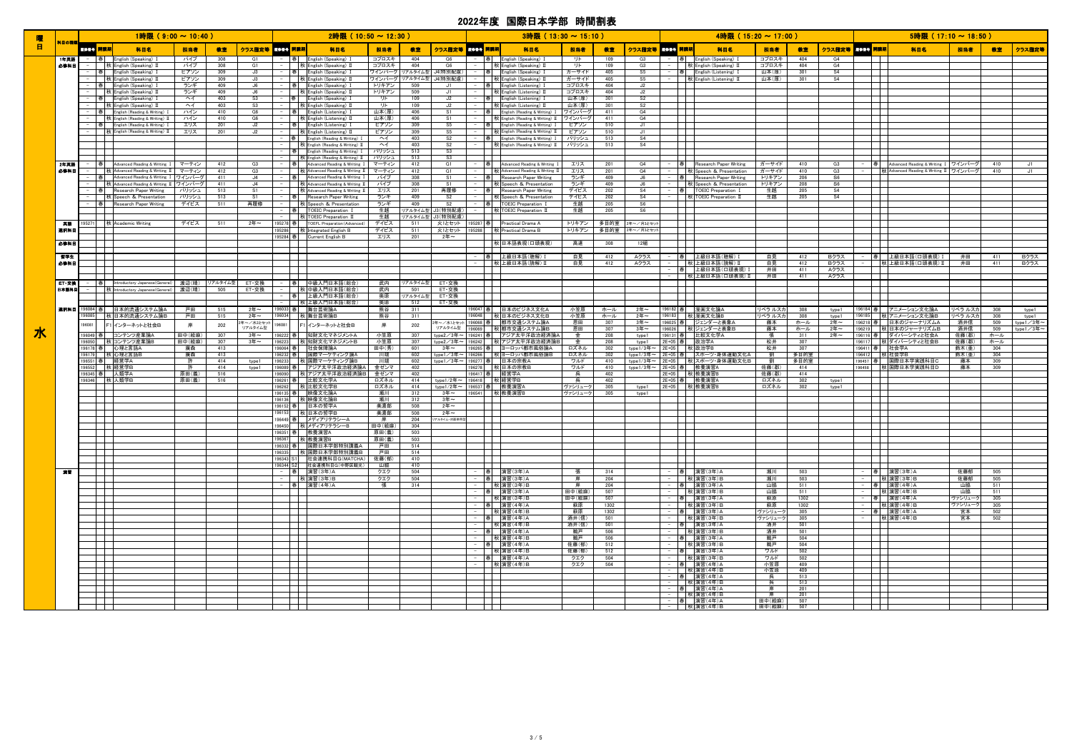# 2022年度 国際日本学部 時間割表

## 水曜日

### 1時限（9:00 ～ 10:40）

| 区分 | 講義コード | 開講期 | 科目名 | 担当者 | 教室 | クラス指定等 |
|---|---|---|---|---|---|---|
| 1年英語必修科目 | － | 春 | English (Speaking) Ⅰ | パイプ | 308 | G1 |
| | － | 秋 | English (Speaking) Ⅱ | パイプ | 308 | G1 |
| | － | 春 | English (Speaking) Ⅰ | ピアソン | 309 | J3 |
| | － | 秋 | English (Speaking) Ⅱ | ピアソン | 309 | J3 |
| | － | 春 | English (Speaking) Ⅰ | ランギ | 409 | J6 |
| | － | 秋 | English (Speaking) Ⅱ | ランギ | 409 | J6 |
| | － | 春 | English (Speaking) Ⅰ | ヘイ | 403 | S3 |
| | － | 秋 | English (Speaking) Ⅱ | ヘイ | 403 | S3 |
| | － | 春 | English (Reading & Writing) Ⅰ | ハイン | 410 | G6 |
| | － | 秋 | English (Reading & Writing) Ⅱ | ハイン | 410 | G6 |
| | － | 春 | English (Reading & Writing) Ⅰ | エリス | 201 | J2 |
| | － | 秋 | English (Reading & Writing) Ⅱ | エリス | 201 | J2 |
| 2年英語必修科目 | － | 春 | Advanced Reading & Writing Ⅰ | マーティン | 412 | G3 |
| | － | 秋 | Advanced Reading & Writing Ⅱ | マーティン | 412 | G3 |
| | － | 春 | Advanced Reading & Writing Ⅰ | ワインバーグ | 411 | J4 |
| | － | 秋 | Advanced Reading & Writing Ⅱ | ワインバーグ | 411 | J4 |
| | － | 春 | Research Paper Writing | バリッシュ | 513 | S1 |
| | － | 秋 | Speech & Presentation | バリッシュ | 513 | S1 |
| | － | 春 | Research Paper Writing | デイビス | 511 | 再履修 |
| 英語選択科目 | 195271 | 秋 | Academic Writing | デイビス | 511 | 2年～ |
| ET・交換日本語科目 | － | 春 | Introductory Japanese(General) | 渡辺(精) | リアルタイム型 | ET・交換 |
| | － | 秋 | Introductory Japanese(General) | 渡辺(精) | 505 | ET・交換 |
| 選択科目 | 196084 | 春 | 日本的流通システム論A | 戸田 | 515 | 2年～ |
| | 196085 | 秋 | 日本的流通システム論B | 戸田 | 515 | 2年～ |
| | 196081 | F1 | インターネットと社会A | 岸 | 202 | 2年～/木2とセット リアルタイム型 |
| | 196049 | 春 | コンテンツ産業論A | 田中(絵麻) | 307 | 3年～ |
| | 196050 | 秋 | コンテンツ産業論B | 田中(絵麻) | 307 | 3年～ |
| | 196178 | 春 | 心理と言語A | 廣森 | 413 | |
| | 196179 | 秋 | 心理と言語B | 廣森 | 413 | |
| | 196551 | 春 | 経営学A | 芹 | 414 | type1 |
| | 196552 | 秋 | 経営学B | 芹 | 414 | type1 |
| | 196345 | 春 | 人類学A | 原田(義) | 516 | |
| | 196346 | 秋 | 人類学B | 原田(義) | 516 | |

### 2時限（10:50 ～ 12:30）

| 区分 | 講義コード | 開講期 | 科目名 | 担当者 | 教室 | クラス指定等 |
|---|---|---|---|---|---|---|
| 1年英語必修科目 | － | 春 | English (Speaking) Ⅰ | コプロスキ | 404 | G6 |
| | － | 秋 | English (Speaking) Ⅱ | コプロスキ | 404 | G6 |
| | － | 春 | English (Speaking) Ⅰ | ワインバーグ | リアルタイム型 | J4(特別配慮) |
| | － | 秋 | English (Speaking) Ⅱ | ワインバーグ | リアルタイム型 | J4(特別配慮) |
| | － | 春 | English (Speaking) Ⅰ | トリキアン | 509 | J1 |
| | － | 秋 | English (Speaking) Ⅱ | トリキアン | 509 | J1 |
| | － | 春 | English (Speaking) Ⅰ | リト | 109 | J2 |
| | － | 秋 | English (Speaking) Ⅱ | リト | 109 | J2 |
| | － | 春 | English (Listening) Ⅰ | 山本(厚) | 406 | S1 |
| | － | 秋 | English (Listening) Ⅱ | 山本(厚) | 406 | S1 |
| | － | 春 | English (Listening) Ⅰ | ピアソン | 309 | S5 |
| | － | 秋 | English (Listening) Ⅱ | ピアソン | 309 | S5 |
| | － | 春 | English (Reading & Writing) Ⅰ | ヘイ | 403 | S2 |
| | － | 秋 | English (Reading & Writing) Ⅱ | ヘイ | 403 | S2 |
| | － | 春 | English (Reading & Writing) Ⅰ | バリッシュ | 513 | S3 |
| | － | 秋 | English (Reading & Writing) Ⅱ | バリッシュ | 513 | S3 |
| 2年英語必修科目 | － | 春 | Advanced Reading & Writing Ⅰ | マーティン | 412 | G1 |
| | － | 秋 | Advanced Reading & Writing Ⅱ | マーティン | 412 | G1 |
| | － | 春 | Advanced Reading & Writing Ⅰ | パイプ | 308 | S1 |
| | － | 秋 | Advanced Reading & Writing Ⅱ | パイプ | 308 | S1 |
| | － | 秋 | Advanced Reading & Writing Ⅱ | エリス | 201 | 再履修 |
| | － | 春 | Research Paper Writing | ランギ | 409 | S2 |
| | － | 秋 | Speech & Presentation | ランギ | 409 | S2 |
| | － | 春 | TOEIC Preparation Ⅰ | 生越 | リアルタイム型 | J3(特別配慮) |
| | － | 秋 | TOEIC Preparation Ⅱ | 生越 | リアルタイム型 | J3(特別配慮) |
| 英語選択科目 | 195276 | 春 | TOEFL Preparation(Advanced) | デイビス | 511 | 火1とセット |
| | 195286 | 秋 | Integrated English B | デイビス | 511 | 火1とセット |
| | 195284 | 春 | Current English B | エリス | 201 | 2年～ |
| ET・交換日本語科目 | － | 春 | 中級入門日本語(総合) | 武内 | リアルタイム型 | ET・交換 |
| | － | 秋 | 中級入門日本語(総合) | 武内 | 501 | ET・交換 |
| | － | 春 | 上級入門日本語(総合) | 楽原 | リアルタイム型 | ET・交換 |
| | － | 秋 | 上級入門日本語(総合) | 楽原 | 512 | ET・交換 |
| 選択科目 | 196033 | 春 | 舞台芸術論A | 熊谷 | 311 | |
| | 196034 | 秋 | 舞台芸術論B | 熊谷 | 311 | |
| | 196081 | F1 | インターネットと社会B | 岸 | 202 | 2年～/水1とセット リアルタイム型 |
| | 196222 | 春 | 知財文化マネジメントA | 小笠原 | 307 | type2/3年～ |
| | 196223 | 秋 | 知財文化マネジメントB | 小笠原 | 307 | type2/3年～ |
| | 196064 | 春 | 社会保障論A | 田中(秀) | 601 | 3年～ |
| | 196065 | 秋 | 社会保障論B | 田中(秀) | 601 | 3年～ |
| | 196232 | 春 | 国際マーケティング論A | 川越 | 602 | type1/3年～ |
| | 196233 | 秋 | 国際マーケティング論B | 川越 | 602 | type1/3年～ |
| | 196089 | 春 | アジア太平洋政治経済論A | 金ゼンマ | 402 | |
| | 196090 | 秋 | アジア太平洋政治経済論B | 金ゼンマ | 402 | |
| | 196261 | 春 | 比較文化学A | ロズネル | 414 | type1/2年～ |
| | 196262 | 秋 | 比較文化学B | ロズネル | 414 | type1/2年～ |
| | 196135 | 春 | 映像文化論A | 瀬川 | 312 | 3年～ |
| | 196136 | 秋 | 映像文化論B | 瀬川 | 312 | 3年～ |
| | 196152 | 春 | 日本の哲学A | 美濃部 | 508 | 2年～ |
| | 196153 | 秋 | 日本の哲学B | 美濃部 | 508 | 2年～ |
| | 196449 | 春 | メディアリテラシーA | 岸 | 204 | リアルタイム・対面併用型 |
| | 196450 | 秋 | メディアリテラシーB | 岸 | 304 | |
| | 196351 | 春 | 教養演習A | 原田(義) | 503 | |
| | 196367 | 秋 | 教養演習B | 原田(義) | 503 | |
| | 196332 | 春 | 国際日本学部特別講義A | 戸田 | 514 | |
| | 196335 | 秋 | 国際日本学部特別講義B | 戸田 | 514 | |
| | 196343 | S1 | 社会連携科目G(MATCHA) | 佐藤(郁) | 410 | |
| | 196344 | S2 | 社会連携科目G(中野区観光) | 山脇 | 410 | |
| 演習 | － | 春 | 演習(3年)A | クエク | 504 | |
| | － | 秋 | 演習(3年)B | クエク | 504 | |
| | － | 春 | 演習(4年)A | 張 | 314 | |

### 3時限（13:30 ～ 15:10）

| 区分 | 講義コード | 開講期 | 科目名 | 担当者 | 教室 | クラス指定等 |
|---|---|---|---|---|---|---|
| 1年英語必修科目 | － | 春 | English (Speaking) Ⅰ | リト | 109 | G3 |
| | － | 秋 | English (Speaking) Ⅱ | リト | 109 | G3 |
| | － | 春 | English (Speaking) Ⅰ | ガーサイド | 405 | S5 |
| | － | 秋 | English (Speaking) Ⅱ | ガーサイド | 405 | S5 |
| | － | 春 | English (Listening) Ⅰ | コプロスキ | 404 | J2 |
| | － | 秋 | English (Listening) Ⅱ | コプロスキ | 404 | J2 |
| | － | 春 | English (Listening) Ⅰ | 山本(厚) | 301 | S2 |
| | － | 秋 | English (Listening) Ⅱ | 山本(厚) | 301 | S2 |
| | － | 春 | English (Reading & Writing) Ⅰ | ワインバーグ | 411 | G4 |
| | － | 秋 | English (Reading & Writing) Ⅱ | ワインバーグ | 411 | G4 |
| | － | 春 | English (Reading & Writing) Ⅰ | ピアソン | 510 | J1 |
| | － | 秋 | English (Reading & Writing) Ⅱ | ピアソン | 510 | J1 |
| | － | 春 | English (Reading & Writing) Ⅰ | バリッシュ | 513 | S4 |
| | － | 秋 | English (Reading & Writing) Ⅱ | バリッシュ | 513 | S4 |
| 2年英語必修科目 | － | 春 | Advanced Reading & Writing Ⅰ | エリス | 201 | G4 |
| | － | 秋 | Advanced Reading & Writing Ⅱ | エリス | 201 | G4 |
| | － | 春 | Research Paper Writing | ランギ | 409 | J6 |
| | － | 秋 | Speech & Presentation | ランギ | 409 | J6 |
| | － | 春 | Research Paper Writing | デイビス | 202 | S4 |
| | － | 秋 | Speech & Presentation | デイビス | 202 | S4 |
| | － | 春 | TOEIC Preparation Ⅰ | 生越 | 205 | S6 |
| | － | 秋 | TOEIC Preparation Ⅱ | 生越 | 205 | S6 |
| 英語選択科目 | 195287 | 春 | Practical Drama A | トリキアン | 多目的室 | 2年～/月2とセット |
| | 195288 | 秋 | Practical Drama B | トリキアン | 多目的室 | 2年～/月2とセット |
| 必修科目 | | 秋 | 日本語表現(口頭表現) | 高瀬 | 308 | 12組 |
| 留学生必修科目 | － | 春 | 上級日本語(読解)Ⅰ | 自見 | 412 | Aクラス |
| | － | 秋 | 上級日本語(読解)Ⅱ | 自見 | 412 | Aクラス |
| 選択科目 | 196047 | 春 | 日本のビジネス文化A | 小笠原 | ホール | 2年～ |
| | 196048 | 秋 | 日本のビジネス文化B | 小笠原 | ホール | 2年～ |
| | 196068 | 春 | 都市交通システム論A | 恩田 | 307 | 3年～ |
| | 196069 | 秋 | 都市交通システム論B | 恩田 | 307 | 3年～ |
| | 196241 | 春 | アジア太平洋政治経済論A | 金 | 208 | type1 |
| | 196242 | 秋 | アジア太平洋政治経済論B | 金 | 208 | type1 |
| | 196265 | 春 | ヨーロッパ都市風俗論A | ロズネル | 302 | type1/3年～ |
| | 196266 | 秋 | ヨーロッパ都市風俗論B | ロズネル | 302 | type1/3年～ |
| | 196277 | 春 | 日本の宗教A | ワルド | 410 | type1/3年～ |
| | 196278 | 秋 | 日本の宗教B | ワルド | 410 | type1/3年～ |
| | 196417 | 春 | 経営学A | 呉 | 402 | |
| | 196418 | 秋 | 経営学B | 呉 | 402 | |
| | 196537 | 春 | 教養演習A | ヴァシュローク | 305 | type1 |
| | 196541 | 秋 | 教養演習B | ヴァシュローク | 305 | type1 |
| 演習 | － | 春 | 演習(3年)A | 張 | 314 | |
| | － | 春 | 演習(3年)A | 岸 | 204 | |
| | － | 秋 | 演習(3年)B | 岸 | 204 | |
| | － | 春 | 演習(3年)A | 田中(絵麻) | 507 | |
| | － | 秋 | 演習(3年)B | 田中(絵麻) | 507 | |
| | － | 春 | 演習(4年)A | 萩原 | 1302 | |
| | － | 秋 | 演習(4年)B | 萩原 | 1302 | |
| | － | 春 | 演習(4年)A | 酒井(信) | 501 | |
| | － | 秋 | 演習(4年)B | 酒井(信) | 501 | |
| | － | 春 | 演習(4年)A | 鵜戸 | 506 | |
| | － | 秋 | 演習(4年)B | 鵜戸 | 506 | |
| | － | 春 | 演習(4年)A | 佐藤(郁) | 512 | |
| | － | 秋 | 演習(4年)B | 佐藤(郁) | 512 | |
| | － | 春 | 演習(4年)A | クエク | 504 | |
| | － | 秋 | 演習(4年)B | クエク | 504 | |

### 4時限（15:20 ～ 17:00）

| 区分 | 講義コード | 開講期 | 科目名 | 担当者 | 教室 | クラス指定等 |
|---|---|---|---|---|---|---|
| 1年英語必修科目 | － | 春 | English (Speaking) Ⅰ | コプロスキ | 404 | G4 |
| | － | 秋 | English (Speaking) Ⅱ | コプロスキ | 404 | G4 |
| | － | 春 | English (Listening) Ⅰ | 山本(厚) | 301 | S4 |
| | － | 秋 | English (Listening) Ⅱ | 山本(厚) | 301 | S4 |
| 2年英語必修科目 | － | 春 | Research Paper Writing | ガーサイド | 410 | G3 |
| | － | 秋 | Speech & Presentation | ガーサイド | 410 | G3 |
| | － | 春 | Research Paper Writing | トリキアン | 206 | S6 |
| | － | 秋 | Speech & Presentation | トリキアン | 206 | S6 |
| | － | 春 | TOEIC Preparation Ⅰ | 生越 | 205 | S4 |
| | － | 秋 | TOEIC Preparation Ⅱ | 生越 | 205 | S4 |
| 留学生必修科目 | － | 春 | 上級日本語(読解)Ⅰ | 自見 | 412 | Bクラス |
| | － | 秋 | 上級日本語(読解)Ⅱ | 自見 | 412 | Bクラス |
| | － | 春 | 上級日本語(口頭表現)Ⅰ | 井田 | 411 | Aクラス |
| | － | 秋 | 上級日本語(口頭表現)Ⅱ | 井田 | 411 | Aクラス |
| 選択科目 | 196182 | 春 | 漫画文化論A | リベラルスカ | 308 | type1 |
| | 196183 | 秋 | 漫画文化論B | リベラルスカ | 308 | type1 |
| | 196025 | 春 | ジェンダーと表象A | 藤本 | ホール | 2年～ |
| | 196026 | 秋 | ジェンダーと表象B | 藤本 | ホール | 2年～ |
| | 196131 | 春 | 比較文化学A | 張 | 311 | 2年～ |
| | 2E+05 | 春 | 政治学A | 松井 | 307 | |
| | 2E+05 | 秋 | 政治学B | 松井 | 307 | |
| | 2E+05 | 春 | スポーツ・身体運動文化A | 劉 | 多目的室 | |
| | 2E+05 | 秋 | スポーツ・身体運動文化B | 劉 | 多目的室 | |
| | 2E+05 | 春 | 教養演習A | 佐藤(郁) | 414 | |
| | 2E+05 | 秋 | 教養演習B | 佐藤(郁) | 414 | |
| | 2E+05 | 春 | 教養演習A | ロズネル | 302 | type1 |
| | 2E+05 | 秋 | 教養演習B | ロズネル | 302 | type1 |
| 演習 | － | 春 | 演習(3年)A | 瀬川 | 503 | |
| | － | 秋 | 演習(3年)B | 瀬川 | 503 | |
| | － | 春 | 演習(3年)A | 山脇 | 511 | |
| | － | 秋 | 演習(3年)B | 山脇 | 511 | |
| | － | 春 | 演習(3年)A | 萩原 | 1302 | |
| | － | 秋 | 演習(3年)B | 萩原 | 1302 | |
| | － | 春 | 演習(3年)A | ヴァシュローク | 305 | |
| | － | 秋 | 演習(3年)B | ヴァシュローク | 305 | |
| | － | 春 | 演習(3年)A | 酒井 | 501 | |
| | － | 秋 | 演習(3年)B | 酒井 | 501 | |
| | － | 春 | 演習(3年)A | 鵜戸 | 504 | |
| | － | 秋 | 演習(3年)B | 鵜戸 | 504 | |
| | － | 春 | 演習(3年)A | ワルド | 502 | |
| | － | 秋 | 演習(3年)B | ワルド | 502 | |
| | － | 春 | 演習(4年)A | 小笠原 | 409 | |
| | － | 秋 | 演習(4年)B | 小笠原 | 409 | |
| | － | 春 | 演習(4年)A | 呉 | 513 | |
| | － | 秋 | 演習(4年)B | 呉 | 513 | |
| | － | 春 | 演習(4年)A | 岸 | 201 | |
| | － | 秋 | 演習(4年)B | 岸 | 201 | |
| | － | 春 | 演習(4年)A | 田中(絵麻) | 507 | |
| | － | 秋 | 演習(4年)B | 田中(絵麻) | 507 | |

### 5時限（17:10 ～ 18:50）

| 区分 | 講義コード | 開講期 | 科目名 | 担当者 | 教室 | クラス指定等 |
|---|---|---|---|---|---|---|
| 2年英語必修科目 | － | 春 | Advanced Reading & Writing Ⅰ | ワインバーグ | 410 | J1 |
| | － | 秋 | Advanced Reading & Writing Ⅱ | ワインバーグ | 410 | J1 |
| 留学生必修科目 | － | 春 | 上級日本語(口頭表現)Ⅰ | 井田 | 411 | Bクラス |
| | － | 秋 | 上級日本語(口頭表現)Ⅱ | 井田 | 411 | Bクラス |
| 選択科目 | 196184 | 春 | アニメーション文化論A | リベラルスカ | 308 | type1 |
| | 196185 | 秋 | アニメーション文化論B | リベラルスカ | 308 | type1 |
| | 196218 | 春 | 日本のジャーナリズムA | 酒井信 | 509 | type1/3年～ |
| | 196219 | 秋 | 日本のジャーナリズムB | 酒井信 | 509 | type1/3年～ |
| | 196116 | 春 | ダイバーシティと社会A | 佐藤(郁) | ホール | |
| | 196117 | 秋 | ダイバーシティと社会B | 佐藤(郁) | ホール | |
| | 196411 | 春 | 社会学A | 鈴木(佳) | 304 | |
| | 196412 | 秋 | 社会学B | 鈴木(佳) | 304 | |
| | 196457 | 春 | 国際日本学実践科目C | 藤本 | 309 | |
| | 196458 | 秋 | 国際日本学実践科目D | 藤本 | 309 | |
| 演習 | － | 春 | 演習(3年)A | 佐藤郁 | 505 | |
| | － | 秋 | 演習(3年)B | 佐藤郁 | 505 | |
| | － | 春 | 演習(4年)A | 山脇 | 511 | |
| | － | 秋 | 演習(4年)B | 山脇 | 511 | |
| | － | 春 | 演習(4年)A | ヴァシュローク | 305 | |
| | － | 秋 | 演習(4年)B | ヴァシュローク | 305 | |
| | － | 春 | 演習(4年)A | 宮本 | 502 | |
| | － | 秋 | 演習(4年)B | 宮本 | 502 | |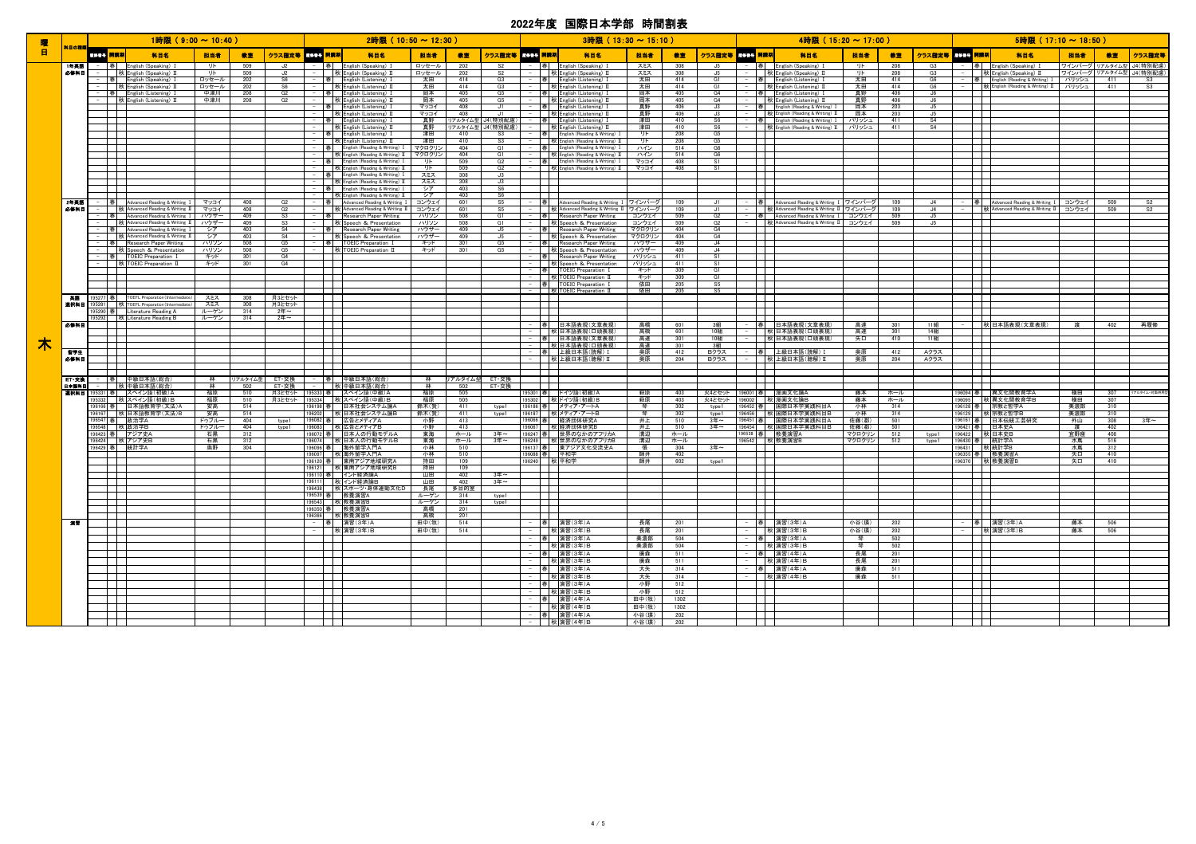# 2022年度 国際日本学部 時間割表

曜日：木

## 1時限（9:00～10:40）

| 科目の種類 | 講義番号 | 開講期 | 科目名 | 担当者 | 教室 | クラス指定等 |
|---|---|---|---|---|---|---|
| 1年英語必修科目 | － | 春 | English (Speaking) Ⅰ | リト | 509 | J2 |
| | － | 秋 | English (Speaking) Ⅱ | リト | 509 | J2 |
| | － | 春 | English (Speaking) Ⅰ | ロッセール | 202 | S6 |
| | － | 秋 | English (Speaking) Ⅱ | ロッセール | 202 | S6 |
| | － | 春 | English (Listening) Ⅰ | 中澤川 | 208 | G2 |
| | － | 秋 | English (Listening) Ⅱ | 中澤川 | 208 | G2 |
| 2年英語必修科目 | － | 春 | Advanced Reading & Writing Ⅰ | マッコイ | 408 | G2 |
| | － | 秋 | Advanced Reading & Writing Ⅱ | マッコイ | 408 | G2 |
| | － | 春 | Advanced Reading & Writing Ⅰ | ハウザー | 409 | S3 |
| | － | 秋 | Advanced Reading & Writing Ⅱ | ハウザー | 409 | S3 |
| | － | 春 | Advanced Reading & Writing Ⅰ | シア | 403 | S4 |
| | － | 秋 | Advanced Reading & Writing Ⅱ | シア | 403 | S4 |
| | － | 春 | Research Paper Writing | ハリソン | 508 | G5 |
| | － | 秋 | Speech & Presentation | ハリソン | 508 | G5 |
| | － | 春 | TOEIC Preparation Ⅰ | キッド | 301 | G4 |
| | － | 秋 | TOEIC Preparation Ⅱ | キッド | 301 | G4 |
| 英語選択科目 | 195277 | 春 | TOEFL Preparation(Intermediate) | スミス | 308 | 月3とセット |
| | 195281 | 秋 | TOEFL Preparation(Intermediate) | スミス | 308 | 月3とセット |
| | 195290 | 春 | Literature Reading A | ルーゲン | 314 | 2年～ |
| | 195292 | 秋 | Literature Reading B | ルーゲン | 314 | 2年～ |
| ET-変換日本語科目 | － | 春 | 中級日本語(総合) | 林 | リアルタイム型 | ET-変換 |
| | － | 秋 | 中級日本語(総合) | 林 | 502 | ET-変換 |
| 選択科目 | 195331 | 春 | スペイン語(初級)A | 福原 | 510 | 月3とセット |
| | 195332 | 秋 | スペイン語(初級)B | 福原 | 510 | 月3とセット |
| | 196186 | 春 | 日本語教育学(文法)A | 安高 | 514 | |
| | 196187 | 秋 | 日本語教育学(文法)B | 安高 | 514 | |
| | 196547 | 春 | 政治学A | ドゥブルー | 404 | type1 |
| | 196548 | 秋 | 政治学B | ドゥブルー | 404 | type1 |
| | 196423 | 春 | アジア史A | 石黒 | 312 | |
| | 196424 | 秋 | アジア史B | 石黒 | 312 | |
| | 196429 | 春 | 統計学A | 美野 | 304 | |

## 2時限（10:50～12:30）

| 科目の種類 | 講義番号 | 開講期 | 科目名 | 担当者 | 教室 | クラス指定等 |
|---|---|---|---|---|---|---|
| 1年英語必修科目 | － | 春 | English (Speaking) Ⅰ | ロッセール | 202 | S2 |
| | － | 秋 | English (Speaking) Ⅱ | ロッセール | 202 | S2 |
| | － | 春 | English (Listening) Ⅰ | 太田 | 414 | G3 |
| | － | 秋 | English (Listening) Ⅱ | 太田 | 414 | G3 |
| | － | 春 | English (Listening) Ⅰ | 岡本 | 405 | G5 |
| | － | 秋 | English (Listening) Ⅱ | 岡本 | 405 | G5 |
| | － | 春 | English (Listening) Ⅰ | マッコイ | 408 | J1 |
| | － | 秋 | English (Listening) Ⅱ | マッコイ | 408 | J1 |
| | － | 春 | English (Listening) Ⅰ | 真野 | リアルタイム型 | J4(特別配慮) |
| | － | 秋 | English (Listening) Ⅱ | 真野 | リアルタイム型 | J4(特別配慮) |
| | － | 春 | English (Listening) Ⅰ | 津田 | 410 | S3 |
| | － | 秋 | English (Listening) Ⅱ | 津田 | 410 | S3 |
| | － | 春 | English (Reading & Writing) Ⅰ | マクログリン | 404 | G1 |
| | － | 秋 | English (Reading & Writing) Ⅱ | マクログリン | 404 | G1 |
| | － | 春 | English (Reading & Writing) Ⅰ | リト | 509 | G2 |
| | － | 秋 | English (Reading & Writing) Ⅱ | リト | 509 | G2 |
| | － | 春 | English (Reading & Writing) Ⅰ | スミス | 308 | J3 |
| | － | 秋 | English (Reading & Writing) Ⅱ | スミス | 308 | J3 |
| | － | 春 | English (Reading & Writing) Ⅰ | シア | 403 | S6 |
| | － | 秋 | English (Reading & Writing) Ⅱ | シア | 403 | S6 |
| 2年英語必修科目 | － | 春 | Advanced Reading & Writing Ⅰ | コンウェイ | 601 | S5 |
| | － | 秋 | Advanced Reading & Writing Ⅱ | コンウェイ | 601 | S5 |
| | － | 春 | Research Paper Writing | ハリソン | 508 | G1 |
| | － | 秋 | Speech & Presentation | ハリソン | 508 | G1 |
| | － | 春 | Research Paper Writing | ハウザー | 409 | J5 |
| | － | 秋 | Speech & Presentation | ハウザー | 409 | J5 |
| | － | 春 | TOEIC Preparation Ⅰ | キッド | 301 | G5 |
| | － | 秋 | TOEIC Preparation Ⅱ | キッド | 301 | G5 |
| ET-変換日本語科目 | － | 春 | 中級日本語(総合) | 林 | リアルタイム型 | ET-変換 |
| | － | 秋 | 中級日本語(総合) | 林 | 502 | ET-変換 |
| 選択科目 | 195333 | 春 | スペイン語(中級)A | 福原 | 505 | |
| | 195334 | 秋 | スペイン語(中級)B | 福原 | 505 | |
| | 196198 | 春 | 日本社会システム論A | 鈴木(賢) | 411 | type1 |
| | 196202 | 秋 | 日本社会システム論B | 鈴木(賢) | 411 | type1 |
| | 196082 | 春 | 広告とメディアA | 小野 | 413 | |
| | 196083 | 秋 | 広告とメディアB | 小野 | 413 | |
| | 196072 | 春 | 日本人の行動モデルA | 東海 | ホール | 3年～ |
| | 196074 | 秋 | 日本人の行動モデルB | 東海 | ホール | 3年～ |
| | 196096 | 春 | 海外留学入門A | 小林 | 510 | |
| | 196097 | 秋 | 海外留学入門A | 小林 | 510 | |
| | 196120 | 春 | 東南アジア地域研究A | 持田 | 109 | |
| | 196121 | 秋 | 東南アジア地域研究B | 持田 | 109 | |
| | 196110 | 春 | インド経済論A | 山田 | 402 | 3年～ |
| | 196111 | 秋 | インド経済論B | 山田 | 402 | 3年～ |
| | 196438 | 秋 | スポーツ・身体運動文化D | 長尾 | 多目的室 | |
| | 196539 | 春 | 教養演習A | ルーゲン | 314 | type1 |
| | 196543 | 秋 | 教養演習B | ルーゲン | 314 | type1 |
| | 196350 | 春 | 教養演習A | 高橋 | 201 | |
| | 196366 | 秋 | 教養演習B | 高橋 | 201 | |
| 演習 | － | 春 | 演習(3年)A | 田中(牧) | 514 | |
| | － | 秋 | 演習(3年)B | 田中(牧) | 514 | |

## 3時限（13:30～15:10）

| 科目の種類 | 講義番号 | 開講期 | 科目名 | 担当者 | 教室 | クラス指定等 |
|---|---|---|---|---|---|---|
| 1年英語必修科目 | － | 春 | English (Speaking) Ⅰ | スミス | 308 | J5 |
| | － | 秋 | English (Speaking) Ⅱ | スミス | 308 | J5 |
| | － | 春 | English (Listening) Ⅰ | 太田 | 414 | G1 |
| | － | 秋 | English (Listening) Ⅱ | 太田 | 414 | G1 |
| | － | 春 | English (Listening) Ⅰ | 岡本 | 405 | G4 |
| | － | 秋 | English (Listening) Ⅱ | 岡本 | 405 | G4 |
| | － | 春 | English (Listening) Ⅰ | 真野 | 406 | J3 |
| | － | 秋 | English (Listening) Ⅱ | 真野 | 406 | J3 |
| | － | 春 | English (Listening) Ⅰ | 津田 | 410 | S6 |
| | － | 秋 | English (Listening) Ⅱ | 津田 | 410 | S6 |
| | － | 春 | English (Reading & Writing) Ⅰ | リト | 208 | G5 |
| | － | 秋 | English (Reading & Writing) Ⅱ | リト | 208 | G5 |
| | － | 春 | English (Reading & Writing) Ⅰ | ハイン | 514 | G6 |
| | － | 秋 | English (Reading & Writing) Ⅱ | ハイン | 514 | G6 |
| | － | 春 | English (Reading & Writing) Ⅰ | マッコイ | 408 | S1 |
| | － | 秋 | English (Reading & Writing) Ⅱ | マッコイ | 408 | S1 |
| 2年英語必修科目 | － | 春 | Advanced Reading & Writing Ⅰ | ワインバーグ | 109 | J1 |
| | － | 秋 | Advanced Reading & Writing Ⅱ | ワインバーグ | 109 | J1 |
| | － | 春 | Research Paper Writing | コンウェイ | 509 | G2 |
| | － | 秋 | Speech & Presentation | コンウェイ | 509 | G2 |
| | － | 春 | Research Paper Writing | マクログリン | 404 | G4 |
| | － | 秋 | Speech & Presentation | マクログリン | 404 | G4 |
| | － | 春 | Research Paper Writing | ハウザー | 409 | J4 |
| | － | 秋 | Speech & Presentation | ハウザー | 409 | J4 |
| | － | 春 | Research Paper Writing | バリッシュ | 411 | S1 |
| | － | 秋 | Speech & Presentation | バリッシュ | 411 | S1 |
| | － | 春 | TOEIC Preparation Ⅰ | キッド | 309 | G1 |
| | － | 秋 | TOEIC Preparation Ⅱ | キッド | 309 | G1 |
| | － | 春 | TOEIC Preparation Ⅰ | 依田 | 205 | S5 |
| | － | 秋 | TOEIC Preparation Ⅱ | 依田 | 205 | S5 |
| 必修科目 | － | 春 | 日本語表現(文章表現) | 高橋 | 601 | 3組 |
| | － | 秋 | 日本語表現(口頭表現) | 高橋 | 601 | 10組 |
| | － | 春 | 日本語表現(文章表現) | 高達 | 301 | 10組 |
| | － | 秋 | 日本語表現(口頭表現) | 高達 | 301 | 3組 |
| 留学生必修科目 | － | 春 | 上級日本語(読解)Ⅰ | 奥原 | 412 | Bクラス |
| | － | 秋 | 上級日本語(聴解)Ⅱ | 奥原 | 204 | Bクラス |
| 選択科目 | 195301 | 春 | ドイツ語(初級)A | 萩原 | 403 | 火4とセット |
| | 195302 | 秋 | ドイツ語(初級)B | 萩原 | 403 | 火4とセット |
| | 196186 | 春 | メディア・アートA | 琴 | 302 | type1 |
| | 196187 | 秋 | メディア・アートB | 琴 | 302 | type1 |
| | 196066 | 春 | 経済団体研究A | 井上 | 510 | 3年～ |
| | 196067 | 秋 | 経済団体研究B | 井上 | 510 | 3年～ |
| | 196247 | 春 | 世界のなかのアフリカA | 溝辺 | ホール | |
| | 196249 | 秋 | 世界のなかのアフリカB | 溝辺 | ホール | |
| | 196137 | 春 | 東アジア文化交流史A | 張 | 304 | 3年～ |
| | 196088 | 春 | 平和学 | 藤井 | 402 | |
| | 196240 | 秋 | 平和学 | 藤井 | 602 | type1 |
| 演習 | － | 春 | 演習(3年)A | 長尾 | 201 | |
| | － | 秋 | 演習(3年)B | 長尾 | 201 | |
| | － | 春 | 演習(3年)A | 美濃部 | 504 | |
| | － | 秋 | 演習(3年)B | 美濃部 | 504 | |
| | － | 春 | 演習(3年)A | 廣森 | 511 | |
| | － | 秋 | 演習(3年)B | 廣森 | 511 | |
| | － | 春 | 演習(3年)A | 大矢 | 314 | |
| | － | 秋 | 演習(3年)B | 大矢 | 314 | |
| | － | 春 | 演習(3年)A | 小野 | 512 | |
| | － | 秋 | 演習(3年)B | 小野 | 512 | |
| | － | 春 | 演習(4年)A | 田中(牧) | 1302 | |
| | － | 秋 | 演習(4年)B | 田中(牧) | 1302 | |
| | － | 春 | 演習(4年)A | 小谷(瑛) | 202 | |
| | － | 秋 | 演習(4年)B | 小谷(瑛) | 202 | |

## 4時限（15:20～17:00）

| 科目の種類 | 講義番号 | 開講期 | 科目名 | 担当者 | 教室 | クラス指定等 |
|---|---|---|---|---|---|---|
| 1年英語必修科目 | － | 春 | English (Speaking) Ⅰ | リト | 208 | G3 |
| | － | 秋 | English (Speaking) Ⅱ | リト | 208 | G3 |
| | － | 春 | English (Listening) Ⅰ | 太田 | 414 | G6 |
| | － | 秋 | English (Listening) Ⅱ | 太田 | 414 | G6 |
| | － | 春 | English (Listening) Ⅰ | 真野 | 406 | J6 |
| | － | 秋 | English (Listening) Ⅱ | 真野 | 406 | J6 |
| | － | 春 | English (Reading & Writing) Ⅰ | 岡本 | 203 | J5 |
| | － | 秋 | English (Reading & Writing) Ⅱ | 岡本 | 203 | J5 |
| | － | 春 | English (Reading & Writing) Ⅰ | バリッシュ | 411 | S4 |
| | － | 秋 | English (Reading & Writing) Ⅱ | バリッシュ | 411 | S4 |
| 2年英語必修科目 | － | 春 | Advanced Reading & Writing Ⅰ | ワインバーグ | 109 | J4 |
| | － | 秋 | Advanced Reading & Writing Ⅱ | ワインバーグ | 109 | J4 |
| | － | 春 | Advanced Reading & Writing Ⅰ | コンウェイ | 509 | J5 |
| | － | 秋 | Advanced Reading & Writing Ⅱ | コンウェイ | 509 | J5 |
| 必修科目 | － | 春 | 日本語表現(文章表現) | 高達 | 301 | 11組 |
| | － | 秋 | 日本語表現(口頭表現) | 高達 | 301 | 14組 |
| | － | 秋 | 日本語表現(口頭表現) | 矢口 | 410 | 11組 |
| 留学生必修科目 | － | 春 | 上級日本語(読解)Ⅰ | 奥原 | 412 | Aクラス |
| | － | 秋 | 上級日本語(聴解)Ⅱ | 奥原 | 204 | Aクラス |
| 選択科目 | 196001 | 春 | 漫画文化論A | 藤本 | ホール | |
| | 196002 | 秋 | 漫画文化論B | 藤本 | ホール | |
| | 196452 | 春 | 国際日本学実践科目ⅡA | 小林 | 314 | |
| | 196456 | 秋 | 国際日本学実践科目ⅡB | 小林 | 314 | |
| | 196451 | 春 | 国際日本学実践科目ⅡA | 佐藤(彰) | 501 | |
| | 196454 | 秋 | 国際日本学実践科目ⅡB | 佐藤(彰) | 501 | |
| | 196538 | 春 | 教養演習A | マクログリン | 512 | type1 |
| | 196542 | 秋 | 教養演習B | マクログリン | 512 | type1 |
| 演習 | － | 春 | 演習(3年)A | 小谷(瑛) | 202 | |
| | － | 秋 | 演習(3年)B | 小谷(瑛) | 202 | |
| | － | 春 | 演習(3年)A | 琴 | 502 | |
| | － | 秋 | 演習(3年)B | 琴 | 502 | |
| | － | 春 | 演習(4年)A | 長尾 | 201 | |
| | － | 秋 | 演習(4年)B | 長尾 | 201 | |
| | － | 春 | 演習(4年)A | 廣森 | 511 | |
| | － | 秋 | 演習(4年)B | 廣森 | 511 | |

## 5時限（17:10～18:50）

| 科目の種類 | 講義番号 | 開講期 | 科目名 | 担当者 | 教室 | クラス指定等 |
|---|---|---|---|---|---|---|
| 1年英語必修科目 | － | 春 | English (Speaking) Ⅰ | ワインバーグ | リアルタイム型 | J4(特別配慮) |
| | － | 秋 | English (Speaking) Ⅱ | ワインバーグ | リアルタイム型 | J4(特別配慮) |
| | － | 春 | English (Reading & Writing) Ⅰ | バリッシュ | 411 | S3 |
| | － | 秋 | English (Reading & Writing) Ⅱ | バリッシュ | 411 | S3 |
| 2年英語必修科目 | － | 春 | Advanced Reading & Writing Ⅰ | コンウェイ | 509 | S2 |
| | － | 秋 | Advanced Reading & Writing Ⅱ | コンウェイ | 509 | S2 |
| 必修科目 | － | 秋 | 日本語表現(文章表現) | 渡 | 402 | 再履修 |
| 選択科目 | 196094 | 春 | 異文化間教育学A | 横田 | 307 | リアルタイム・対面併用型 |
| | 196095 | 秋 | 異文化間教育学B | 横田 | 307 | |
| | 196128 | 春 | 宗教と哲学A | 美濃部 | 310 | |
| | 196129 | 秋 | 宗教と哲学B | 美濃部 | 310 | |
| | 196161 | 春 | 日本伝統工芸研究 | 外山 | 308 | 3年～ |
| | 196421 | 春 | 日本史A | 渡 | 402 | |
| | 196422 | 秋 | 日本史B | 宮野尾 | 408 | |
| | 196430 | 春 | 統計学A | 水島 | 516 | |
| | 196431 | 秋 | 統計学B | 水島 | 312 | |
| | 196355 | 春 | 教養演習A | 矢口 | 410 | |
| | 196370 | 秋 | 教養演習B | 矢口 | 410 | |
| 演習 | － | 春 | 演習(3年)A | 藤本 | 506 | |
| | － | 秋 | 演習(3年)B | 藤本 | 506 | |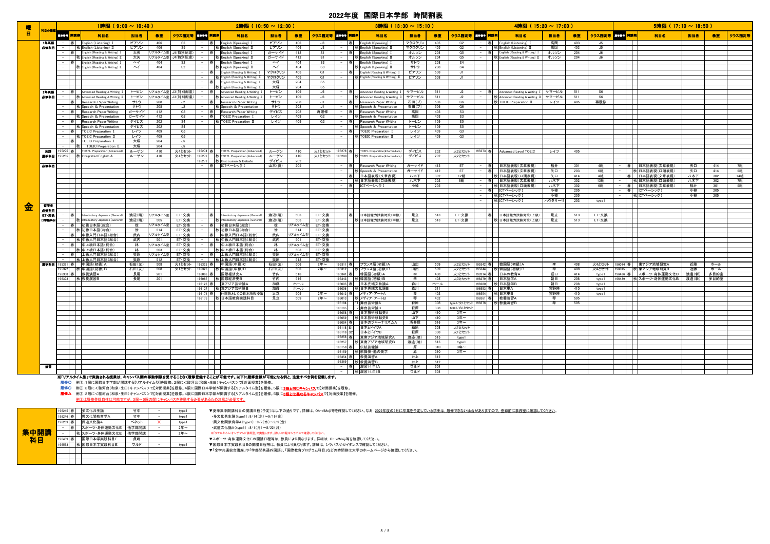# 2022年度 国際日本学部 時間割表

**曜日：金**

## 1時限（9:00 ～ 10:40）

| 科目の種類 | 履修番号 | 開講期 | 科目名 | 担当者 | 教室 | クラス指定等 |
|---|---|---|---|---|---|---|
| 1年英語必修科目 | – | 春 | English (Listening) Ⅰ | ピアソン | 406 | S5 |
| | – | 秋 | English (Listening) Ⅱ | ピアソン | 406 | S5 |
| | – | 春 | English (Reading & Writing) Ⅰ | 大矢 | リアルタイム型 | J4(特別配慮) |
| | – | 秋 | English (Reading & Writing) Ⅱ | 大矢 | リアルタイム型 | J4(特別配慮) |
| | – | 春 | English (Reading & Writing) Ⅰ | ヘイ | 404 | S2 |
| | – | 秋 | English (Reading & Writing) Ⅱ | ヘイ | 404 | S2 |
| 2年英語必修科目 | – | 春 | Advanced Reading & Writing Ⅰ | トービン | リアルタイム型 | J3(特別配慮) |
| | – | 秋 | Advanced Reading & Writing Ⅱ | トービン | リアルタイム型 | J3(特別配慮) |
| | – | 春 | Research Paper Writing | サトウ | 208 | J2 |
| | – | 秋 | Speech & Presentation | サトウ | 208 | J2 |
| | – | 春 | Research Paper Writing | ガーサイド | 412 | G3 |
| | – | 秋 | Speech & Presentation | ガーサイド | 412 | G3 |
| | – | 春 | Research Paper Writing | デイビス | 202 | S4 |
| | – | 秋 | Speech & Presentation | デイビス | 202 | S4 |
| | – | 春 | TOEIC Preparation Ⅰ | レイツ | 409 | G6 |
| | – | 秋 | TOEIC Preparation Ⅱ | レイツ | 409 | G6 |
| | – | 春 | TOEIC Preparation Ⅰ | 大塚 | 204 | J5 |
| | – | 秋 | TOEIC Preparation Ⅱ | 大塚 | 204 | J5 |
| 英語選択科目 | 195275 | 春 | TOEFL Preparation(Advanced) | ルーゲン | 410 | 火4とセット |
| | 195285 | 秋 | Integrated English A | ルーゲン | 410 | 火4とセット |
| ET・交換日本語科目 | – | 春 | Introductory Japanese (General) | 渡辺(晴) | リアルタイム型 | ET・交換 |
| | – | 秋 | Introductory Japanese (General) | 渡辺(晴) | 505 | ET・交換 |
| | – | 春 | 初級日本語(総合) | 徐 | リアルタイム型 | ET・交換 |
| | – | 秋 | 初級日本語(総合) | 徐 | 514 | ET・交換 |
| | – | 春 | 中級入門日本語(総合) | 武内 | リアルタイム型 | ET・交換 |
| | – | 秋 | 中級入門日本語(総合) | 武内 | 501 | ET・交換 |
| | – | 春 | 中上級日本語(総合) | 林 | リアルタイム型 | ET・交換 |
| | – | 秋 | 中上級日本語(総合) | 林 | 503 | ET・交換 |
| | – | 春 | 上級入門日本語(総合) | 奥原 | リアルタイム型 | ET・交換 |
| | – | 秋 | 上級入門日本語(総合) | 奥原 | 512 | ET・交換 |
| 選択科目 | 195321 | 春 | 中国語(初級)A | 石田(友) | 508 | 火1とセット |
| | 195322 | 秋 | 中国語(初級)B | 石田(友) | 508 | 火1とセット |
| | 196358 | 春 | 教養演習A | 長尾 | 201 | |
| | 196373 | 秋 | 教養演習B | 長尾 | 201 | |

## 2時限（10:50 ～ 12:30）

| 科目の種類 | 履修番号 | 開講期 | 科目名 | 担当者 | 教室 | クラス指定等 |
|---|---|---|---|---|---|---|
| 1年英語必修科目 | – | 春 | English (Speaking) Ⅰ | ピアソン | 406 | J3 |
| | – | 秋 | English (Speaking) Ⅱ | ピアソン | 406 | J3 |
| | – | 春 | English (Speaking) Ⅰ | ガーサイド | 412 | S1 |
| | – | 秋 | English (Speaking) Ⅱ | ガーサイド | 412 | S1 |
| | – | 春 | English (Speaking) Ⅰ | ヘイ | 404 | S3 |
| | – | 秋 | English (Speaking) Ⅱ | ヘイ | 404 | S3 |
| | – | 春 | English (Reading & Writing) Ⅰ | マクロクリン | 405 | G1 |
| | – | 秋 | English (Reading & Writing) Ⅱ | マクロクリン | 405 | G1 |
| | – | 春 | English (Reading & Writing) Ⅰ | 大塚 | 204 | S5 |
| | – | 秋 | English (Reading & Writing) Ⅱ | 大塚 | 204 | S5 |
| 2年英語必修科目 | – | 春 | Advanced Reading & Writing Ⅰ | トービン | 109 | J6 |
| | – | 秋 | Advanced Reading & Writing Ⅱ | トービン | 109 | J6 |
| | – | 春 | Research Paper Writing | サトウ | 208 | J1 |
| | – | 秋 | Speech & Presentation | サトウ | 208 | J1 |
| | – | 春 | Research Paper Writing | デイビス | 202 | 再履修 |
| | – | 春 | TOEIC Preparation Ⅰ | レイツ | 409 | G2 |
| | – | 秋 | TOEIC Preparation Ⅱ | レイツ | 409 | G2 |
| 英語選択科目 | 195274 | 春 | TOEFL Preparation(Advanced) | ルーゲン | 410 | 火1とセット |
| | 195279 | 秋 | TOEFL Preparation(Advanced) | ルーゲン | 410 | 火1とセット |
| | 195272 | 秋 | Disccusion & Debate | デイビス | 202 | |
| 必修科目 | – | 春 | ICTベーシックⅠ | 山本(良) | 205 | |
| ET・交換日本語科目 | – | 春 | Introductory Japanese (General) | 渡辺(晴) | 505 | ET・交換 |
| | – | 秋 | Introductory Japanese (General) | 渡辺(晴) | 505 | ET・交換 |
| | – | 春 | 初級日本語(総合) | 徐 | リアルタイム型 | ET・交換 |
| | – | 秋 | 初級日本語(総合) | 徐 | 514 | ET・交換 |
| | – | 春 | 中級入門日本語(総合) | 武内 | リアルタイム型 | ET・交換 |
| | – | 秋 | 中級入門日本語(総合) | 武内 | 501 | ET・交換 |
| | – | 春 | 中上級日本語(総合) | 林 | リアルタイム型 | ET・交換 |
| | – | 秋 | 中上級日本語(総合) | 林 | 503 | ET・交換 |
| | – | 春 | 上級入門日本語(総合) | 奥原 | リアルタイム型 | ET・交換 |
| | – | 秋 | 上級入門日本語(総合) | 奥原 | 512 | ET・交換 |
| 選択科目 | 195325 | 春 | 中国語(中級)C | 石田(友) | 506 | 2年～ |
| | 195326 | 秋 | 中国語(中級)D | 石田(友) | 506 | 2年～ |
| | 196086 | 春 | 国際経済史A | 竹内 | 516 | |
| | 196087 | 秋 | 国際経済史B | 竹内 | 516 | |
| | 196126 | 春 | 東アジア芸術論A | 加藤 | ホール | |
| | 196127 | 秋 | 東アジア芸術論B | 加藤 | ホール | |
| | 196174 | 春 | 外国語としての日本語教授法 | 足立 | 509 | 2年～ |
| | 196175 | 秋 | 日本語教育実践科目 | 足立 | 509 | 2年～ |

## 3時限（13:30 ～ 15:10）

| 科目の種類 | 履修番号 | 開講期 | 科目名 | 担当者 | 教室 | クラス指定等 |
|---|---|---|---|---|---|---|
| 1年英語必修科目 | – | 春 | English (Speaking) Ⅰ | マクロクリン | 405 | G2 |
| | – | 秋 | English (Speaking) Ⅱ | マクロクリン | 405 | G2 |
| | – | 春 | English (Speaking) Ⅰ | オルソン | 204 | G5 |
| | – | 秋 | English (Speaking) Ⅱ | オルソン | 204 | G5 |
| | – | 春 | English (Speaking) Ⅰ | サトウ | 208 | S4 |
| | – | 秋 | English (Speaking) Ⅱ | サトウ | 208 | S4 |
| | – | 春 | English (Reading & Writing) Ⅰ | ピアソン | 508 | J1 |
| | – | 秋 | English (Reading & Writing) Ⅱ | ピアソン | 508 | J1 |
| 2年英語必修科目 | – | 春 | Advanced Reading & Writing Ⅰ | サマービル | 511 | J2 |
| | – | 秋 | Advanced Reading & Writing Ⅱ | サマービル | 511 | J2 |
| | – | 春 | Research Paper Writing | 石田(ブ) | 506 | G6 |
| | – | 秋 | Speech & Presentation | 石田(ブ) | 506 | G6 |
| | – | 春 | Research Paper Writing | 高岡 | 403 | S3 |
| | – | 秋 | Speech & Presentation | 高岡 | 403 | S3 |
| | – | 春 | Research Paper Writing | トービン | 109 | S5 |
| | – | 秋 | Speech & Presentation | トービン | 109 | S5 |
| | – | 春 | TOEIC Preparation Ⅰ | レイツ | 409 | G3 |
| | – | 秋 | TOEIC Preparation Ⅱ | レイツ | 409 | G3 |
| 英語選択科目 | 195276 | 春 | TOEFL Preparation(Intermediate) | デイビス | 202 | 火2とセット |
| | 195280 | 秋 | TOEFL Preparation(Intermediate) | デイビス | 202 | 火2とセット |
| 必修科目 | – | 春 | Research Paper Writing | ガーサイド | 412 | ET |
| | – | 秋 | Speech & Presentation | ガーサイド | 412 | ET |
| | – | 春 | 日本語表現(文章表現) | 八木下 | 302 | 12組 |
| | – | 秋 | 日本語表現(口頭表現) | 八木下 | 302 | 8組 |
| | – | 春 | ICTベーシックⅠ | 小林 | 205 | |
| ET・交換日本語科目 | – | 春 | 日本語能力試験対策(中級) | 足立 | 513 | ET・交換 |
| | – | 秋 | 日本語能力試験対策(中級) | 足立 | 513 | ET・交換 |
| 選択科目 | 195311 | 春 | フランス語(初級)A | 山出 | 509 | 火2とセット |
| | 195312 | 秋 | フランス語(初級)B | 山出 | 509 | 火2とセット |
| | 195341 | 春 | 韓国語(初級)A | 李 | 408 | 火3とセット |
| | 195343 | 秋 | 韓国語(初級)B | 李 | 408 | 火3とセット |
| | 196005 | 春 | 日本先端文化論A | 森川 | ホール | |
| | 196006 | 秋 | 日本先端文化論B | 森川 | 311 | |
| | 196012 | 春 | メディア・アートA | 琴 | 402 | |
| | 196013 | 秋 | メディア・アートB | 琴 | 402 | |
| | 196194 | F1 | 舞台芸術論A | 萩原 | 308 | type1/火1とセット |
| | 196195 | F2 | 舞台芸術論B | 萩原 | 308 | type1/火1とセット |
| | 196058 | 春 | 日本技術移転史A | 山下 | 410 | 3年～ |
| | 196059 | 秋 | 日本技術移転史B | 山下 | 410 | 3年～ |
| | 196054 | 春 | 日本のジャーナリズムA | 酒井信 | 516 | 3年～ |
| | 196118 | S1 | 日本とドイツA | 萩原 | 308 | 火1とセット |
| | 196119 | S2 | 日本とドイツB | 萩原 | 308 | 火1とセット |
| | 196256 | 春 | 東南アジア地域研究A | 渡邊(暁) | 515 | type1 |
| | 196257 | 秋 | 東南アジア地域研究B | 渡邊(暁) | 515 | type1 |
| | 196158 | 春 | 伝統芸能論 | 原 | 310 | 3年～ |
| | 196159 | 秋 | 歌舞伎・能の美学 | 原 | 310 | 3年～ |
| | 196354 | 春 | 教養演習A | 井上 | 512 | |
| | 196369 | 秋 | 教養演習B | 井上 | 512 | |
| 演習 | – | 春 | 演習(4年)A | ワルド | 504 | |
| | – | 秋 | 演習(4年)B | ワルド | 504 | |

## 4時限（15:20 ～ 17:00）

| 科目の種類 | 履修番号 | 開講期 | 科目名 | 担当者 | 教室 | クラス指定等 |
|---|---|---|---|---|---|---|
| 1年英語必修科目 | – | 春 | English (Listening) Ⅰ | 高岡 | 403 | J5 |
| | – | 秋 | English (Listening) Ⅱ | 高岡 | 403 | J5 |
| | – | 春 | English (Reading & Writing) Ⅰ | オルソン | 204 | J6 |
| | – | 秋 | English (Reading & Writing) Ⅱ | オルソン | 204 | J6 |
| 2年英語必修科目 | – | 春 | Advanced Reading & Writing Ⅰ | サマービル | 511 | S6 |
| | – | 秋 | Advanced Reading & Writing Ⅱ | サマービル | 511 | S6 |
| | – | 秋 | TOEIC Preparation Ⅱ | レイツ | 405 | 再履修 |
| 英語選択科目 | 195273 | 春 | Advanced Level TOEIC | レイツ | 405 | |
| 必修科目 | – | 春 | 日本語表現(文章表現) | 福井 | 301 | 4組 |
| | – | 春 | 日本語表現(文章表現) | 矢口 | 203 | 6組 |
| | – | 秋 | 日本語表現(口頭表現) | 矢口 | 414 | 4組 |
| | – | 春 | 日本語表現(文章表現) | 八木下 | 302 | 13組 |
| | – | 秋 | 日本語表現(口頭表現) | 八木下 | 302 | 6組 |
| | – | 春 | ICTベーシックⅠ | 小林 | 205 | |
| | – | 秋 | ICTベーシックⅠ | 小林 | 205 | |
| | – | 秋 | ICTベーシックⅠ | ハウタサーリ | 203 | type1 |
| ET・交換日本語科目 | – | 春 | 日本語能力試験対策(上級) | 足立 | 513 | ET・交換 |
| | – | 秋 | 日本語能力試験対策(上級) | 足立 | 513 | ET・交換 |
| 選択科目 | 195342 | 春 | 韓国語(初級)A | 李 | 408 | 火4とセット |
| | 195344 | 秋 | 韓国語(初級)B | 李 | 408 | 火4とセット |
| | 196214 | 春 | 日本の教育A | 堀口 | 414 | type1 |
| | 196279 | 春 | 日本語学A | 朝日 | 208 | type1 |
| | 196280 | 秋 | 日本語学B | 朝日 | 208 | type1 |
| | 196553 | 春 | 日米交A | 宮野座 | 410 | type1 |
| | 196554 | 秋 | 日米交B | 宮野座 | 410 | type1 |
| | 196361 | 春 | 教養演習A | 琴 | 505 | |
| | 196376 | 秋 | 教養演習B | 琴 | 505 | |

## 5時限（17:10 ～ 18:50）

| 科目の種類 | 履修番号 | 開講期 | 科目名 | 担当者 | 教室 | クラス指定等 |
|---|---|---|---|---|---|---|
| 必修科目 | – | 春 | 日本語表現(文章表現) | 矢口 | 414 | 7組 |
| | – | 秋 | 日本語表現(口頭表現) | 矢口 | 414 | 5組 |
| | – | 春 | 日本語表現(文章表現) | 八木下 | 302 | 14組 |
| | – | 秋 | 日本語表現(口頭表現) | 八木下 | 302 | 7組 |
| | – | 春 | 日本語表現(文章表現) | 福井 | 301 | 5組 |
| | – | 春 | ICTベーシックⅠ | 小林 | 205 | |
| | – | 秋 | ICTベーシックⅠ | 小林 | 205 | |
| 選択科目 | 196014 | 春 | 東アジア地域研究A | 近藤 | ホール | |
| | 196015 | 秋 | 東アジア地域研究B | 近藤 | ホール | |
| | 196436 | 春 | スポーツ・身体運動文化D | 渡邊(新) | 多目的室 | |
| | 196439 | 秋 | スポーツ・身体運動文化B | 渡邊(新) | 多目的室 | |

※「リアルタイム型」で実施される授業は、キャンパス間の移動制限を受けることなく履修登録することが可能です。以下に履修登録が可能となる例と、注意すべき例を記載します。

履修○　例①：1限に国際日本学部が開講する【リアルタイム型】を履修。2限に駿河台(和泉・生田)キャンパスで【対面授業】を履修。

履修○　例②：3限に駿河台(和泉・生田)キャンパスで【対面授業】を履修。4限に国際日本学部が開講する【リアルタイム型】を履修。5限に3限と同じキャンパスで【対面授業】を履修。

履修△　例③：3限に駿河台(和泉・生田)キャンパスで【対面授業】を履修。4限に国際日本学部が開講する【リアルタイム型】を履修。5限に3限とは異なるキャンパスで【対面授業】を履修。

例③は履修登録自体は可能ですが、3限～5限の間にキャンパスを移動する必要があるため注意が必要です。

## 集中講義科目

| 履修番号 | 開講期 | 科目名 | 担当者 | 教室 | クラス指定等 |
|---|---|---|---|---|---|
| 196245 | 春 | 多文化共生論 | 竹中 | – | type1 |
| 196246 | 春 | 異文化間教育学A | 竹中 | – | type1 |
| 196269 | 春 | 武道文化論A | ベネット | ※ | type1 |
| – | 春 | スポーツ・身体運動文化E | 他学部開講 | – | 2年～ |
| – | 秋 | スポーツ・身体運動文化E | 他学部開講 | – | 2年～ |
| 196459 | 春 | 国際日本学実践科目E | 長崎 | – | |
| 196563 | 秋 | 国際日本学実践科目E | ワルド | – | type1 |

▼夏季集中講義科目の開講日程(予定)は以下の通りです。詳細は、Oh-o!Meiji等を確認してください。なお、2022年度の9月に卒業を予定している学生は、履修できない場合がありますので、登録前に事務室に確認してください。

・多文化共生論(type1)：9/14(水)～9/16(金)

・異文化間教育学A(type1)：9/7(水)～9/9(金)

・武道文化論A(type1)：8/1(月)～8/22(月)

※「リアルタイム・オンデマンド併用型」で実施します。詳しい日程はシラバスで確認してください。

▼スポーツ・身体運動文化Eの開講日程等は、教員により異なります。詳細は、Oh-o!Meiji等を確認してください。

▼国際日本学実践科目Eの開講日程等は、教員により異なります。詳細は、シラバスやガイダンスで確認してください。

▼「全学共通総合講座」や「学部間共通外国語」、「国際教育プログラム科目」などの時間割は大学のホームページから確認してください。